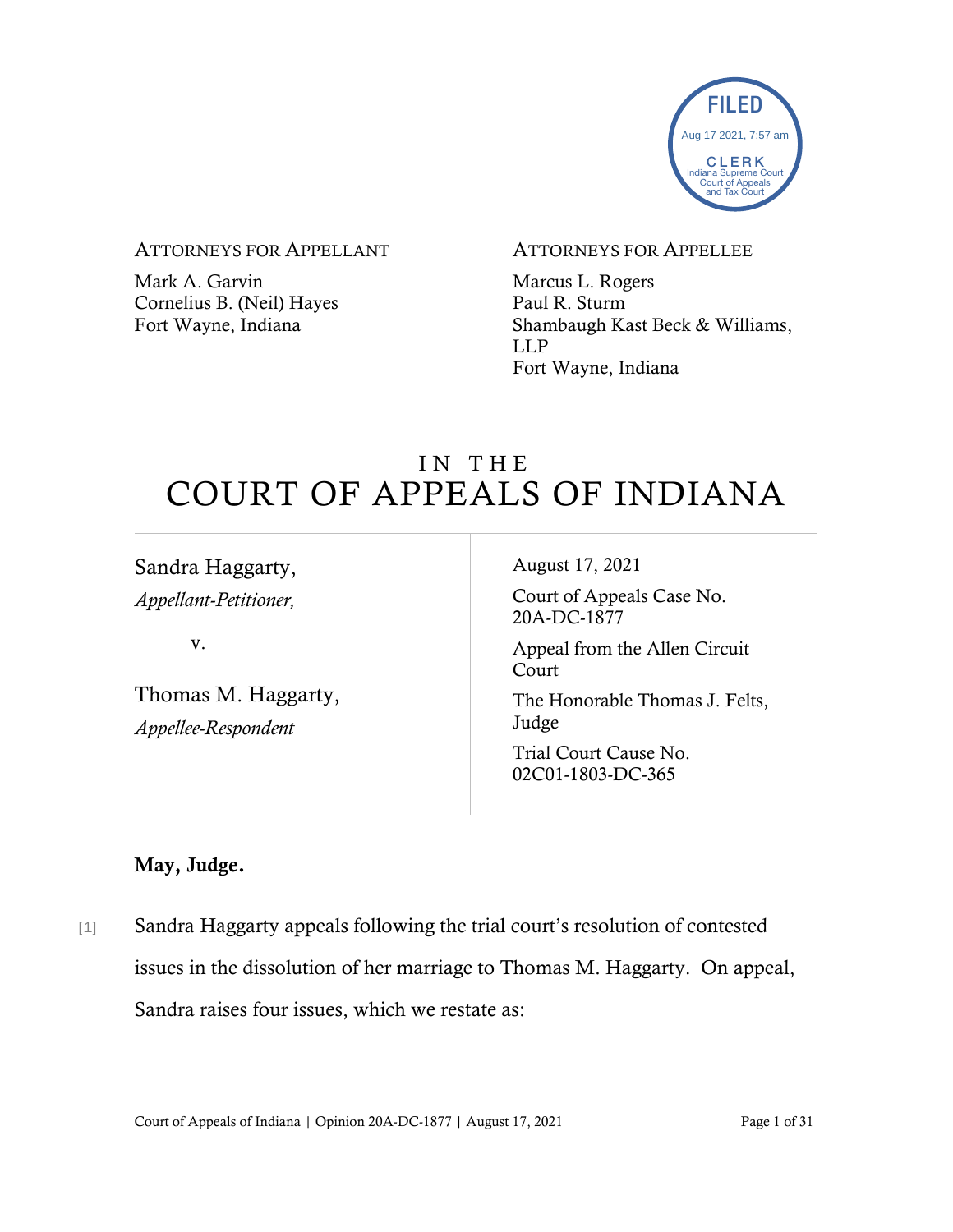FILED
Aug 17 2021, 7:57 am
CLERK
Indiana Supreme Court
Court of Appeals
and Tax Court

ATTORNEYS FOR APPELLANT

Mark A. Garvin
Cornelius B. (Neil) Hayes
Fort Wayne, Indiana

ATTORNEYS FOR APPELLEE

Marcus L. Rogers
Paul R. Sturm
Shambaugh Kast Beck & Williams, LLP
Fort Wayne, Indiana

# IN THE COURT OF APPEALS OF INDIANA

Sandra Haggarty,
*Appellant-Petitioner,*

v.

Thomas M. Haggarty,
*Appellee-Respondent*

August 17, 2021

Court of Appeals Case No. 20A-DC-1877

Appeal from the Allen Circuit Court

The Honorable Thomas J. Felts, Judge

Trial Court Cause No. 02C01-1803-DC-365

**May, Judge.**

[1] Sandra Haggarty appeals following the trial court's resolution of contested issues in the dissolution of her marriage to Thomas M. Haggarty. On appeal, Sandra raises four issues, which we restate as: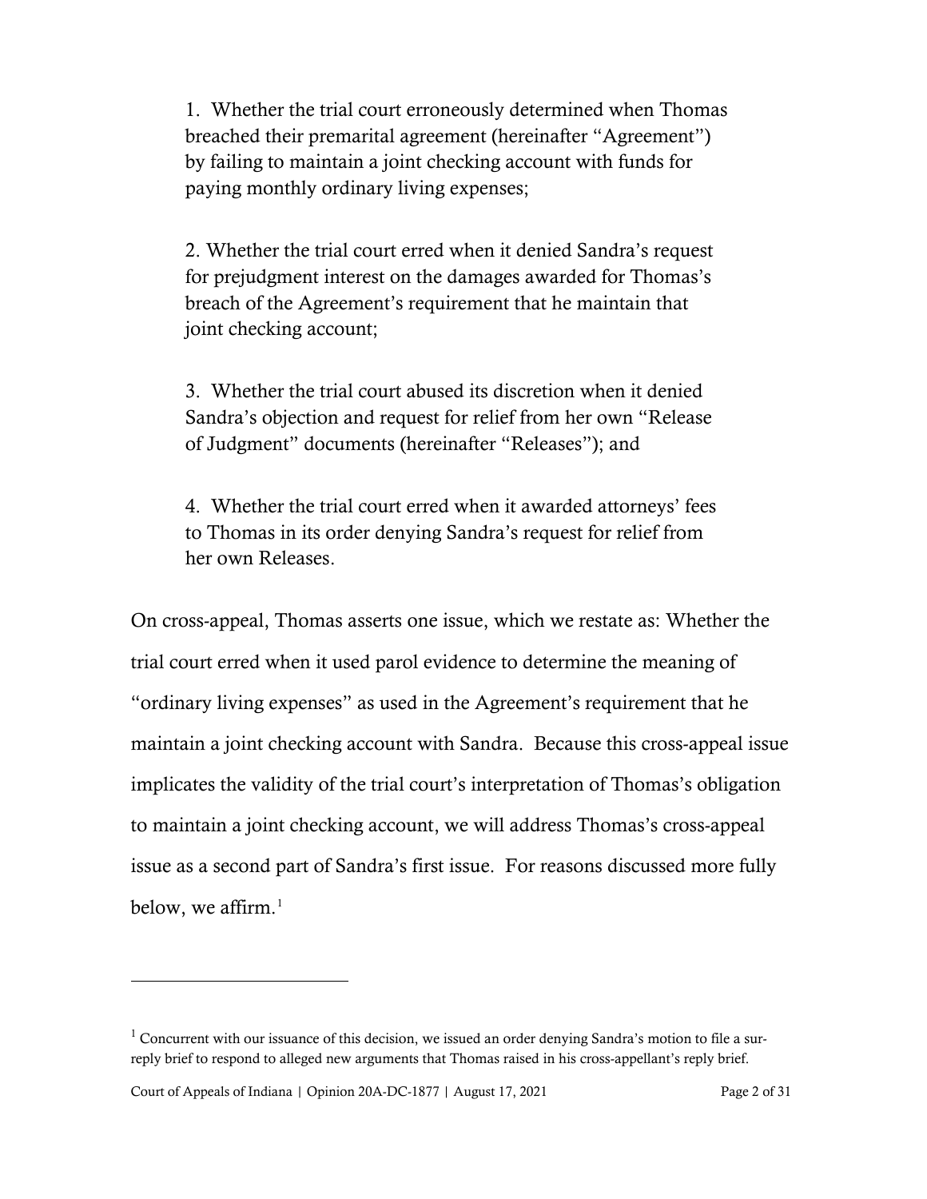1. Whether the trial court erroneously determined when Thomas breached their premarital agreement (hereinafter "Agreement") by failing to maintain a joint checking account with funds for paying monthly ordinary living expenses;

2. Whether the trial court erred when it denied Sandra's request for prejudgment interest on the damages awarded for Thomas's breach of the Agreement's requirement that he maintain that joint checking account;

3. Whether the trial court abused its discretion when it denied Sandra's objection and request for relief from her own "Release of Judgment" documents (hereinafter "Releases"); and

4. Whether the trial court erred when it awarded attorneys' fees to Thomas in its order denying Sandra's request for relief from her own Releases.

On cross-appeal, Thomas asserts one issue, which we restate as: Whether the trial court erred when it used parol evidence to determine the meaning of "ordinary living expenses" as used in the Agreement's requirement that he maintain a joint checking account with Sandra. Because this cross-appeal issue implicates the validity of the trial court's interpretation of Thomas's obligation to maintain a joint checking account, we will address Thomas's cross-appeal issue as a second part of Sandra's first issue. For reasons discussed more fully below, we affirm.[1]

---

[1] Concurrent with our issuance of this decision, we issued an order denying Sandra's motion to file a sur-reply brief to respond to alleged new arguments that Thomas raised in his cross-appellant's reply brief.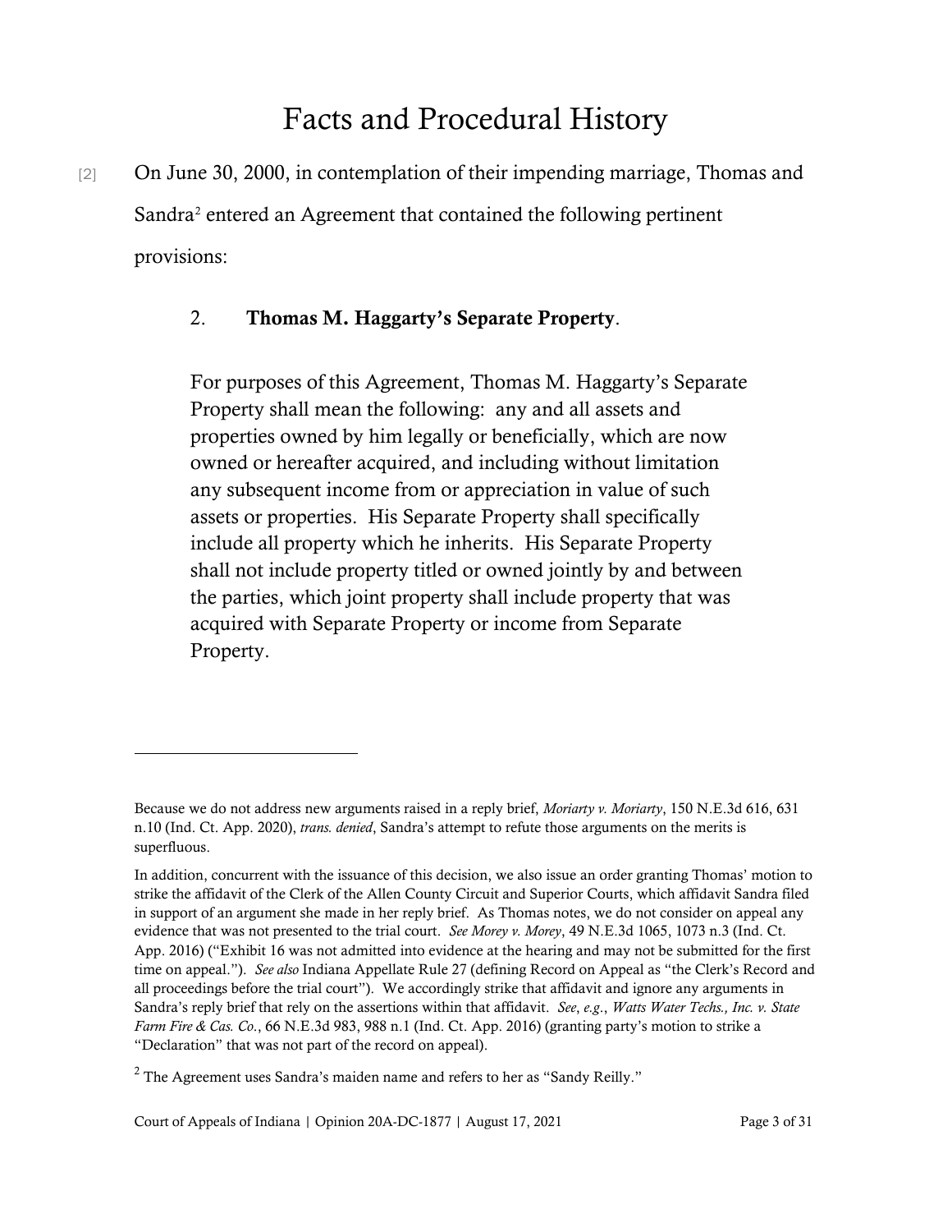# Facts and Procedural History

[2] On June 30, 2000, in contemplation of their impending marriage, Thomas and Sandra[2] entered an Agreement that contained the following pertinent provisions:

> 2. **Thomas M. Haggarty's Separate Property**.
>
> For purposes of this Agreement, Thomas M. Haggarty's Separate Property shall mean the following: any and all assets and properties owned by him legally or beneficially, which are now owned or hereafter acquired, and including without limitation any subsequent income from or appreciation in value of such assets or properties. His Separate Property shall specifically include all property which he inherits. His Separate Property shall not include property titled or owned jointly by and between the parties, which joint property shall include property that was acquired with Separate Property or income from Separate Property.

---

Because we do not address new arguments raised in a reply brief, *Moriarty v. Moriarty*, 150 N.E.3d 616, 631 n.10 (Ind. Ct. App. 2020), *trans. denied*, Sandra's attempt to refute those arguments on the merits is superfluous.

In addition, concurrent with the issuance of this decision, we also issue an order granting Thomas' motion to strike the affidavit of the Clerk of the Allen County Circuit and Superior Courts, which affidavit Sandra filed in support of an argument she made in her reply brief. As Thomas notes, we do not consider on appeal any evidence that was not presented to the trial court. *See Morey v. Morey*, 49 N.E.3d 1065, 1073 n.3 (Ind. Ct. App. 2016) ("Exhibit 16 was not admitted into evidence at the hearing and may not be submitted for the first time on appeal."). *See also* Indiana Appellate Rule 27 (defining Record on Appeal as "the Clerk's Record and all proceedings before the trial court"). We accordingly strike that affidavit and ignore any arguments in Sandra's reply brief that rely on the assertions within that affidavit. *See*, *e.g.*, *Watts Water Techs., Inc. v. State Farm Fire & Cas. Co.*, 66 N.E.3d 983, 988 n.1 (Ind. Ct. App. 2016) (granting party's motion to strike a "Declaration" that was not part of the record on appeal).

[2] The Agreement uses Sandra's maiden name and refers to her as "Sandy Reilly."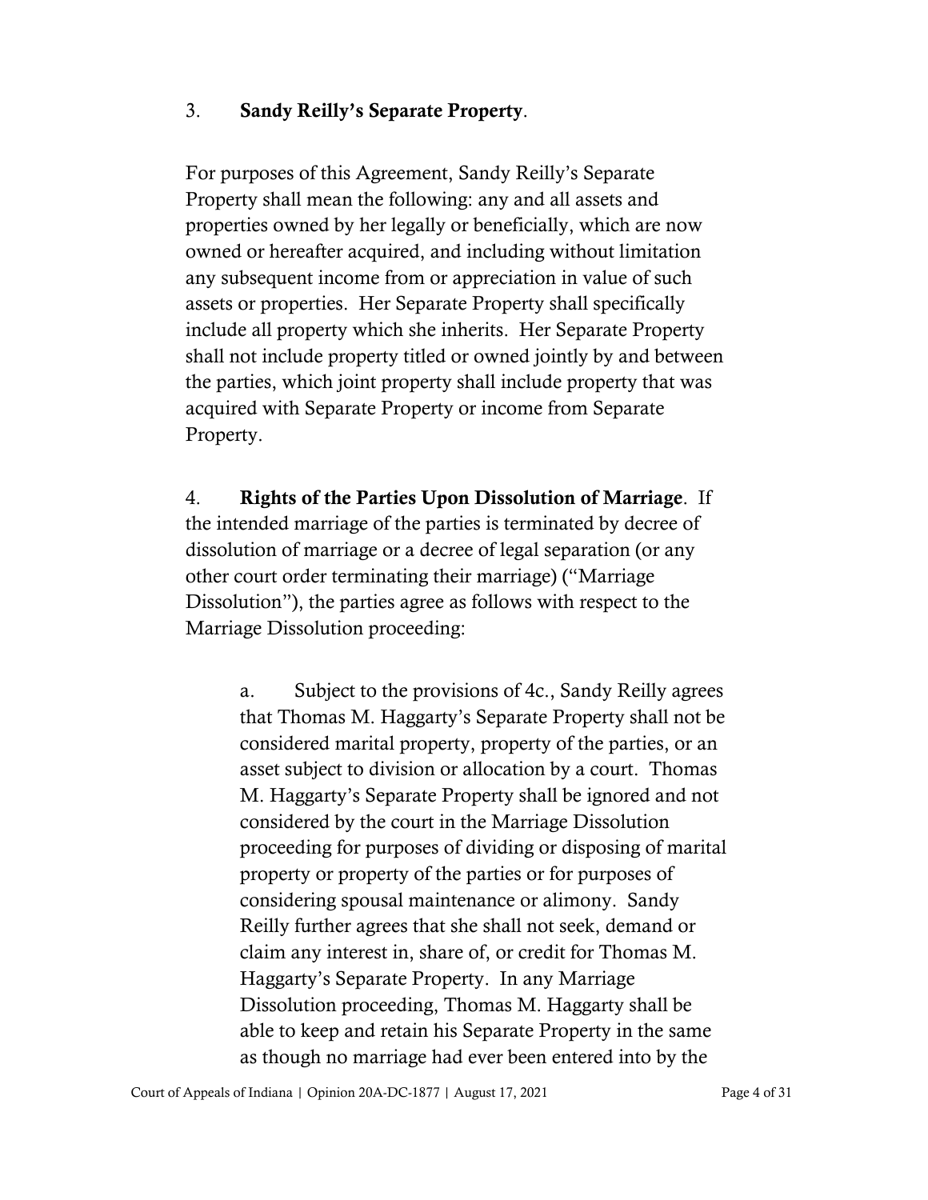3. **Sandy Reilly's Separate Property**.

For purposes of this Agreement, Sandy Reilly's Separate Property shall mean the following: any and all assets and properties owned by her legally or beneficially, which are now owned or hereafter acquired, and including without limitation any subsequent income from or appreciation in value of such assets or properties. Her Separate Property shall specifically include all property which she inherits. Her Separate Property shall not include property titled or owned jointly by and between the parties, which joint property shall include property that was acquired with Separate Property or income from Separate Property.

4. **Rights of the Parties Upon Dissolution of Marriage**. If the intended marriage of the parties is terminated by decree of dissolution of marriage or a decree of legal separation (or any other court order terminating their marriage) ("Marriage Dissolution"), the parties agree as follows with respect to the Marriage Dissolution proceeding:

> a. Subject to the provisions of 4c., Sandy Reilly agrees that Thomas M. Haggarty's Separate Property shall not be considered marital property, property of the parties, or an asset subject to division or allocation by a court. Thomas M. Haggarty's Separate Property shall be ignored and not considered by the court in the Marriage Dissolution proceeding for purposes of dividing or disposing of marital property or property of the parties or for purposes of considering spousal maintenance or alimony. Sandy Reilly further agrees that she shall not seek, demand or claim any interest in, share of, or credit for Thomas M. Haggarty's Separate Property. In any Marriage Dissolution proceeding, Thomas M. Haggarty shall be able to keep and retain his Separate Property in the same as though no marriage had ever been entered into by the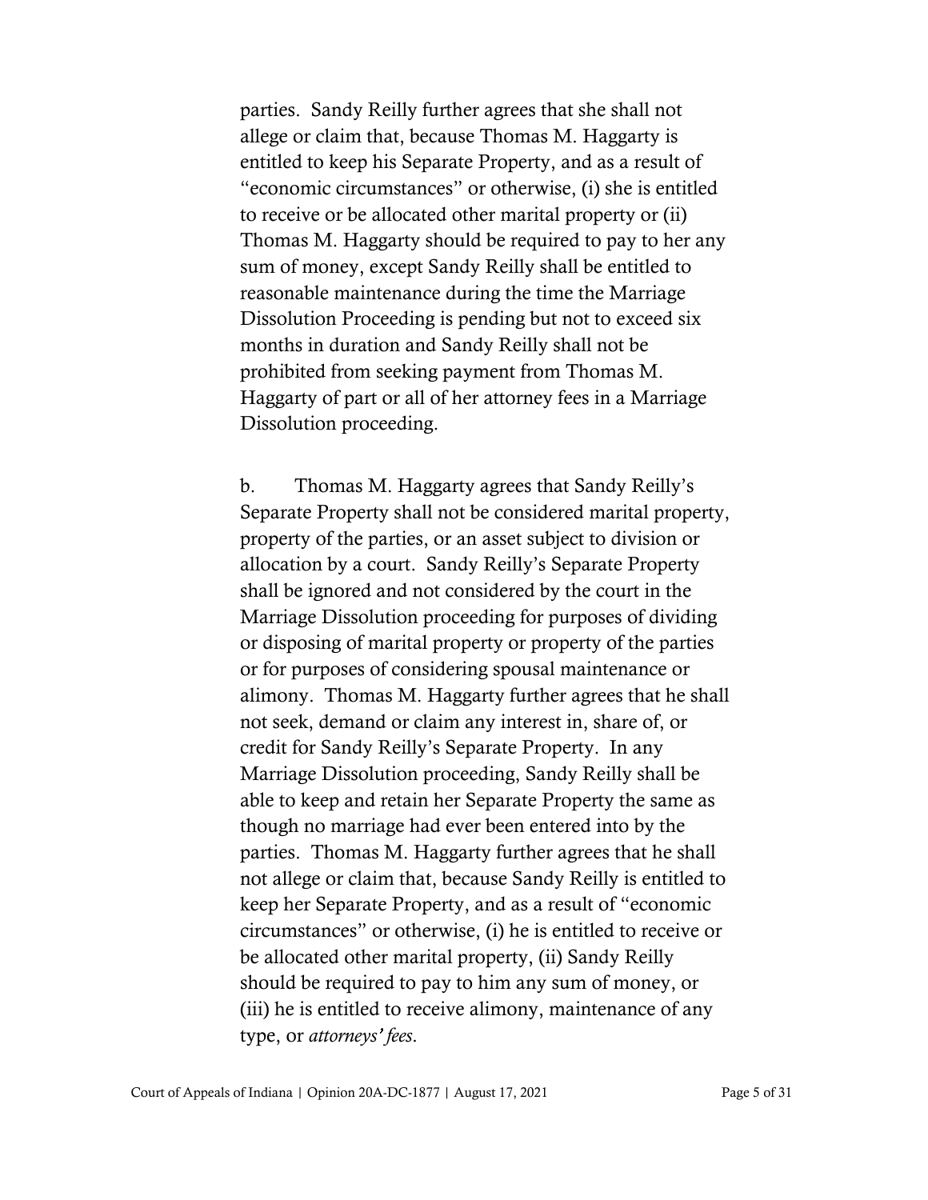parties. Sandy Reilly further agrees that she shall not allege or claim that, because Thomas M. Haggarty is entitled to keep his Separate Property, and as a result of "economic circumstances" or otherwise, (i) she is entitled to receive or be allocated other marital property or (ii) Thomas M. Haggarty should be required to pay to her any sum of money, except Sandy Reilly shall be entitled to reasonable maintenance during the time the Marriage Dissolution Proceeding is pending but not to exceed six months in duration and Sandy Reilly shall not be prohibited from seeking payment from Thomas M. Haggarty of part or all of her attorney fees in a Marriage Dissolution proceeding.

b. Thomas M. Haggarty agrees that Sandy Reilly's Separate Property shall not be considered marital property, property of the parties, or an asset subject to division or allocation by a court. Sandy Reilly's Separate Property shall be ignored and not considered by the court in the Marriage Dissolution proceeding for purposes of dividing or disposing of marital property or property of the parties or for purposes of considering spousal maintenance or alimony. Thomas M. Haggarty further agrees that he shall not seek, demand or claim any interest in, share of, or credit for Sandy Reilly's Separate Property. In any Marriage Dissolution proceeding, Sandy Reilly shall be able to keep and retain her Separate Property the same as though no marriage had ever been entered into by the parties. Thomas M. Haggarty further agrees that he shall not allege or claim that, because Sandy Reilly is entitled to keep her Separate Property, and as a result of "economic circumstances" or otherwise, (i) he is entitled to receive or be allocated other marital property, (ii) Sandy Reilly should be required to pay to him any sum of money, or (iii) he is entitled to receive alimony, maintenance of any type, or *attorneys' fees*.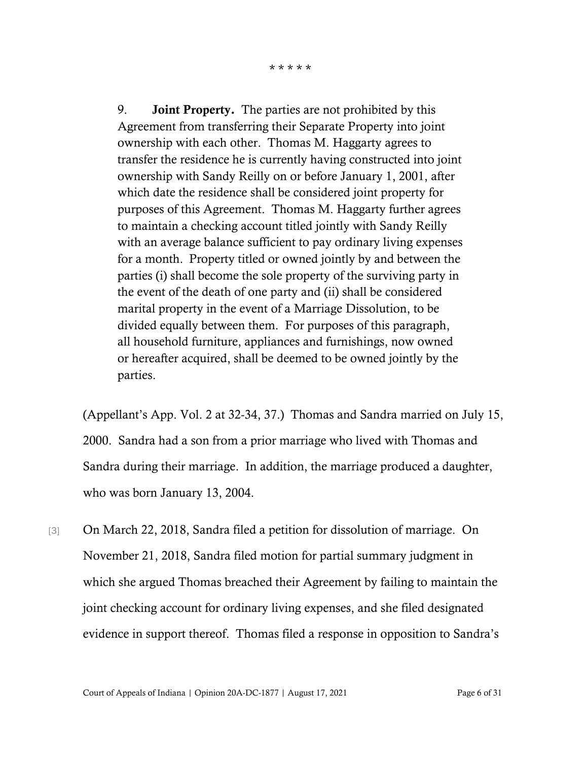\* \* \* \* \*

> 9. **Joint Property.** The parties are not prohibited by this Agreement from transferring their Separate Property into joint ownership with each other. Thomas M. Haggarty agrees to transfer the residence he is currently having constructed into joint ownership with Sandy Reilly on or before January 1, 2001, after which date the residence shall be considered joint property for purposes of this Agreement. Thomas M. Haggarty further agrees to maintain a checking account titled jointly with Sandy Reilly with an average balance sufficient to pay ordinary living expenses for a month. Property titled or owned jointly by and between the parties (i) shall become the sole property of the surviving party in the event of the death of one party and (ii) shall be considered marital property in the event of a Marriage Dissolution, to be divided equally between them. For purposes of this paragraph, all household furniture, appliances and furnishings, now owned or hereafter acquired, shall be deemed to be owned jointly by the parties.

(Appellant's App. Vol. 2 at 32-34, 37.) Thomas and Sandra married on July 15, 2000. Sandra had a son from a prior marriage who lived with Thomas and Sandra during their marriage. In addition, the marriage produced a daughter, who was born January 13, 2004.

[3] On March 22, 2018, Sandra filed a petition for dissolution of marriage. On November 21, 2018, Sandra filed motion for partial summary judgment in which she argued Thomas breached their Agreement by failing to maintain the joint checking account for ordinary living expenses, and she filed designated evidence in support thereof. Thomas filed a response in opposition to Sandra's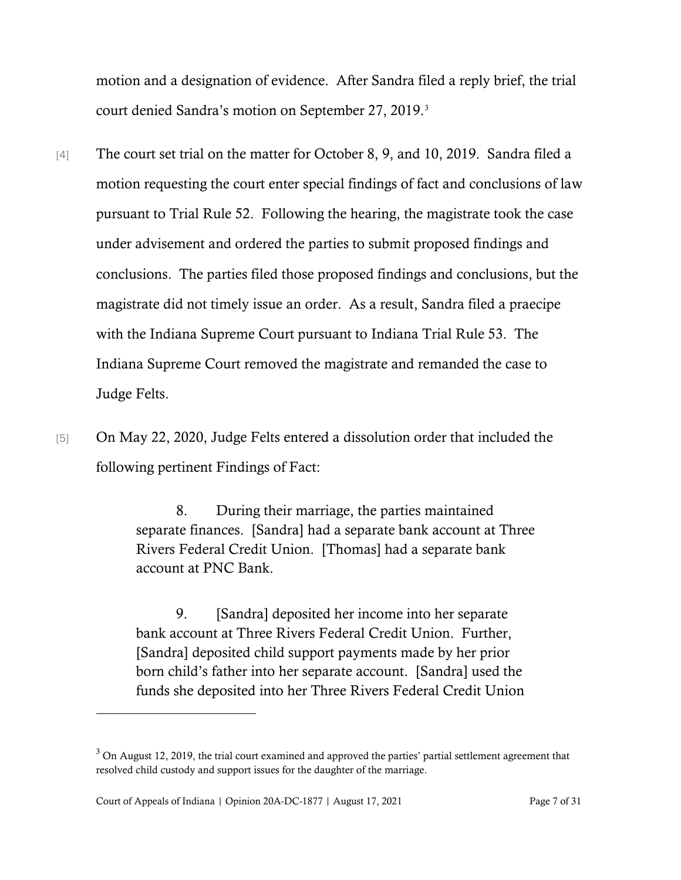motion and a designation of evidence. After Sandra filed a reply brief, the trial court denied Sandra's motion on September 27, 2019.[3]

[4] The court set trial on the matter for October 8, 9, and 10, 2019. Sandra filed a motion requesting the court enter special findings of fact and conclusions of law pursuant to Trial Rule 52. Following the hearing, the magistrate took the case under advisement and ordered the parties to submit proposed findings and conclusions. The parties filed those proposed findings and conclusions, but the magistrate did not timely issue an order. As a result, Sandra filed a praecipe with the Indiana Supreme Court pursuant to Indiana Trial Rule 53. The Indiana Supreme Court removed the magistrate and remanded the case to Judge Felts.

[5] On May 22, 2020, Judge Felts entered a dissolution order that included the following pertinent Findings of Fact:

> 8. During their marriage, the parties maintained separate finances. [Sandra] had a separate bank account at Three Rivers Federal Credit Union. [Thomas] had a separate bank account at PNC Bank.
>
> 9. [Sandra] deposited her income into her separate bank account at Three Rivers Federal Credit Union. Further, [Sandra] deposited child support payments made by her prior born child's father into her separate account. [Sandra] used the funds she deposited into her Three Rivers Federal Credit Union

---

[3] On August 12, 2019, the trial court examined and approved the parties' partial settlement agreement that resolved child custody and support issues for the daughter of the marriage.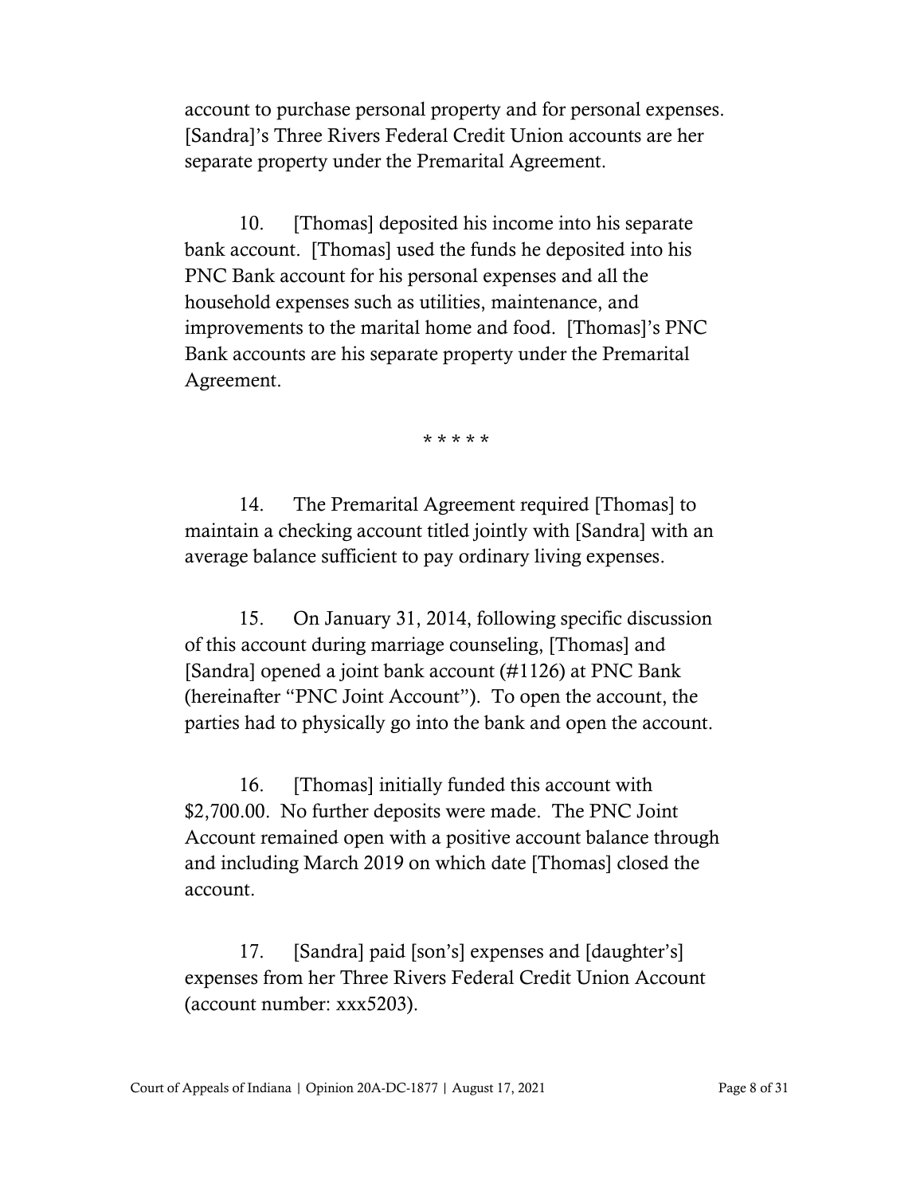account to purchase personal property and for personal expenses. [Sandra]'s Three Rivers Federal Credit Union accounts are her separate property under the Premarital Agreement.

10. [Thomas] deposited his income into his separate bank account. [Thomas] used the funds he deposited into his PNC Bank account for his personal expenses and all the household expenses such as utilities, maintenance, and improvements to the marital home and food. [Thomas]'s PNC Bank accounts are his separate property under the Premarital Agreement.

\* \* \* \* \*

14. The Premarital Agreement required [Thomas] to maintain a checking account titled jointly with [Sandra] with an average balance sufficient to pay ordinary living expenses.

15. On January 31, 2014, following specific discussion of this account during marriage counseling, [Thomas] and [Sandra] opened a joint bank account (#1126) at PNC Bank (hereinafter "PNC Joint Account"). To open the account, the parties had to physically go into the bank and open the account.

16. [Thomas] initially funded this account with $2,700.00. No further deposits were made. The PNC Joint Account remained open with a positive account balance through and including March 2019 on which date [Thomas] closed the account.

17. [Sandra] paid [son's] expenses and [daughter's] expenses from her Three Rivers Federal Credit Union Account (account number: xxx5203).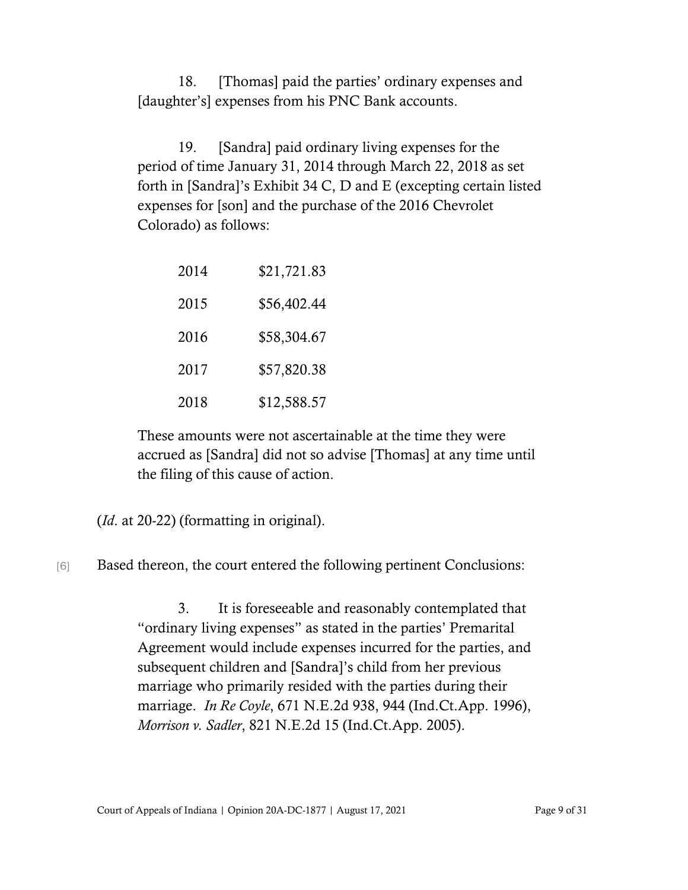> 18. [Thomas] paid the parties' ordinary expenses and [daughter's] expenses from his PNC Bank accounts.
>
> 19. [Sandra] paid ordinary living expenses for the period of time January 31, 2014 through March 22, 2018 as set forth in [Sandra]'s Exhibit 34 C, D and E (excepting certain listed expenses for [son] and the purchase of the 2016 Chevrolet Colorado) as follows:
>
> | | |
> |---|---|
> | 2014 | $21,721.83 |
> | 2015 | $56,402.44 |
> | 2016 | $58,304.67 |
> | 2017 | $57,820.38 |
> | 2018 | $12,588.57 |
>
> These amounts were not ascertainable at the time they were accrued as [Sandra] did not so advise [Thomas] at any time until the filing of this cause of action.

(*Id.* at 20-22) (formatting in original).

[6] Based thereon, the court entered the following pertinent Conclusions:

> 3. It is foreseeable and reasonably contemplated that "ordinary living expenses" as stated in the parties' Premarital Agreement would include expenses incurred for the parties, and subsequent children and [Sandra]'s child from her previous marriage who primarily resided with the parties during their marriage. *In Re Coyle*, 671 N.E.2d 938, 944 (Ind.Ct.App. 1996), *Morrison v. Sadler*, 821 N.E.2d 15 (Ind.Ct.App. 2005).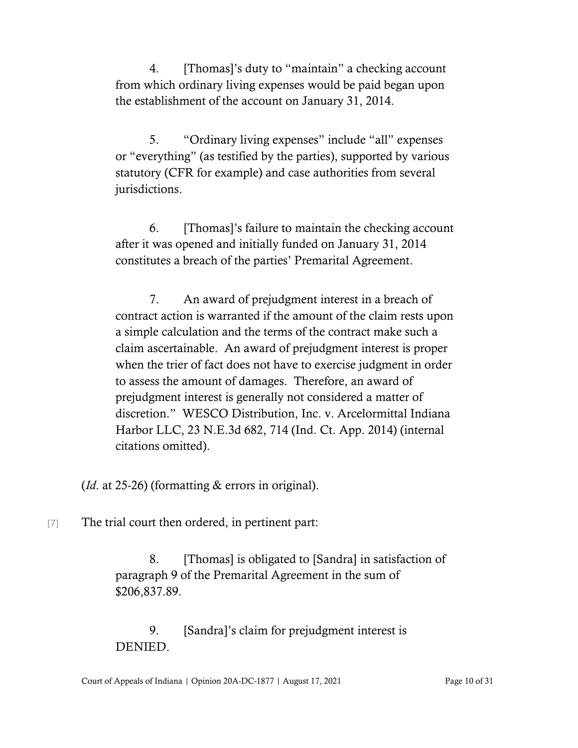> 4. [Thomas]'s duty to "maintain" a checking account from which ordinary living expenses would be paid began upon the establishment of the account on January 31, 2014.
>
> 5. "Ordinary living expenses" include "all" expenses or "everything" (as testified by the parties), supported by various statutory (CFR for example) and case authorities from several jurisdictions.
>
> 6. [Thomas]'s failure to maintain the checking account after it was opened and initially funded on January 31, 2014 constitutes a breach of the parties' Premarital Agreement.
>
> 7. An award of prejudgment interest in a breach of contract action is warranted if the amount of the claim rests upon a simple calculation and the terms of the contract make such a claim ascertainable. An award of prejudgment interest is proper when the trier of fact does not have to exercise judgment in order to assess the amount of damages. Therefore, an award of prejudgment interest is generally not considered a matter of discretion." WESCO Distribution, Inc. v. Arcelormittal Indiana Harbor LLC, 23 N.E.3d 682, 714 (Ind. Ct. App. 2014) (internal citations omitted).

(*Id.* at 25-26) (formatting & errors in original).

[7] The trial court then ordered, in pertinent part:

> 8. [Thomas] is obligated to [Sandra] in satisfaction of paragraph 9 of the Premarital Agreement in the sum of $206,837.89.
>
> 9. [Sandra]'s claim for prejudgment interest is DENIED.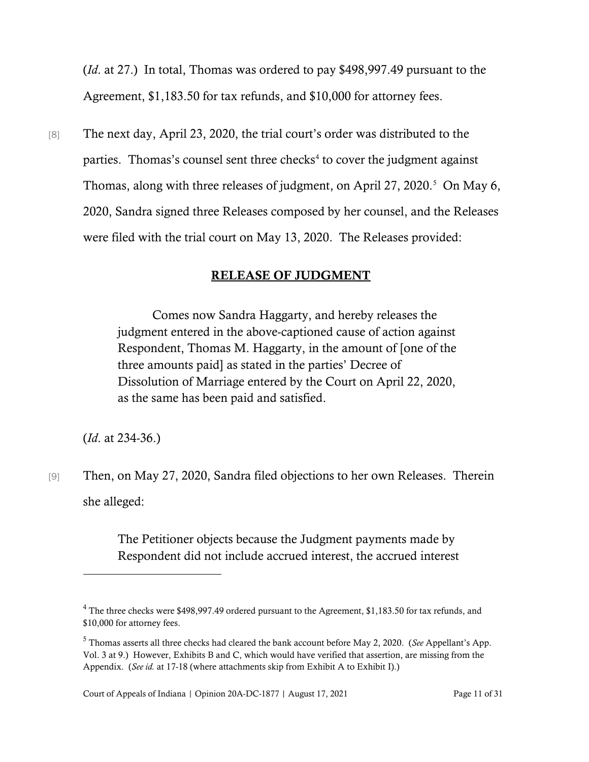(*Id*. at 27.) In total, Thomas was ordered to pay $498,997.49 pursuant to the Agreement, $1,183.50 for tax refunds, and $10,000 for attorney fees.

[8] The next day, April 23, 2020, the trial court's order was distributed to the parties. Thomas's counsel sent three checks[4] to cover the judgment against Thomas, along with three releases of judgment, on April 27, 2020.[5] On May 6, 2020, Sandra signed three Releases composed by her counsel, and the Releases were filed with the trial court on May 13, 2020. The Releases provided:

> **<u>RELEASE OF JUDGMENT</u>**
>
> Comes now Sandra Haggarty, and hereby releases the judgment entered in the above-captioned cause of action against Respondent, Thomas M. Haggarty, in the amount of [one of the three amounts paid] as stated in the parties' Decree of Dissolution of Marriage entered by the Court on April 22, 2020, as the same has been paid and satisfied.

(*Id*. at 234-36.)

[9] Then, on May 27, 2020, Sandra filed objections to her own Releases. Therein she alleged:

> The Petitioner objects because the Judgment payments made by Respondent did not include accrued interest, the accrued interest

---

[4] The three checks were $498,997.49 ordered pursuant to the Agreement, $1,183.50 for tax refunds, and $10,000 for attorney fees.

[5] Thomas asserts all three checks had cleared the bank account before May 2, 2020. (*See* Appellant's App. Vol. 3 at 9.) However, Exhibits B and C, which would have verified that assertion, are missing from the Appendix. (*See id.* at 17-18 (where attachments skip from Exhibit A to Exhibit I).)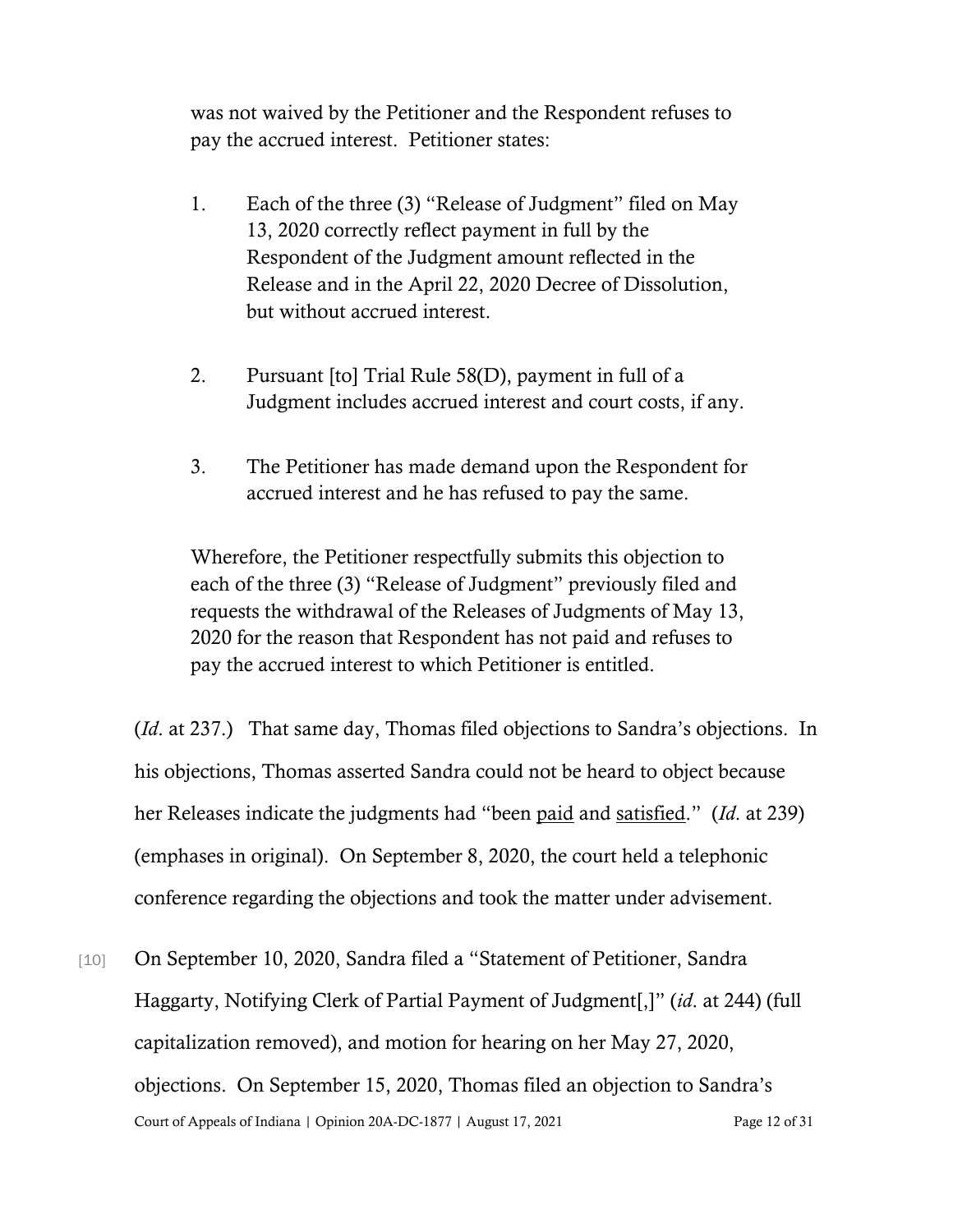> was not waived by the Petitioner and the Respondent refuses to pay the accrued interest. Petitioner states:
>
> 1. Each of the three (3) "Release of Judgment" filed on May 13, 2020 correctly reflect payment in full by the Respondent of the Judgment amount reflected in the Release and in the April 22, 2020 Decree of Dissolution, but without accrued interest.
>
> 2. Pursuant [to] Trial Rule 58(D), payment in full of a Judgment includes accrued interest and court costs, if any.
>
> 3. The Petitioner has made demand upon the Respondent for accrued interest and he has refused to pay the same.
>
> Wherefore, the Petitioner respectfully submits this objection to each of the three (3) "Release of Judgment" previously filed and requests the withdrawal of the Releases of Judgments of May 13, 2020 for the reason that Respondent has not paid and refuses to pay the accrued interest to which Petitioner is entitled.

(*Id*. at 237.) That same day, Thomas filed objections to Sandra's objections. In his objections, Thomas asserted Sandra could not be heard to object because her Releases indicate the judgments had "been <u>paid</u> and <u>satisfied</u>." (*Id*. at 239) (emphases in original). On September 8, 2020, the court held a telephonic conference regarding the objections and took the matter under advisement.

[10] On September 10, 2020, Sandra filed a "Statement of Petitioner, Sandra Haggarty, Notifying Clerk of Partial Payment of Judgment[,]" (*id*. at 244) (full capitalization removed), and motion for hearing on her May 27, 2020, objections. On September 15, 2020, Thomas filed an objection to Sandra's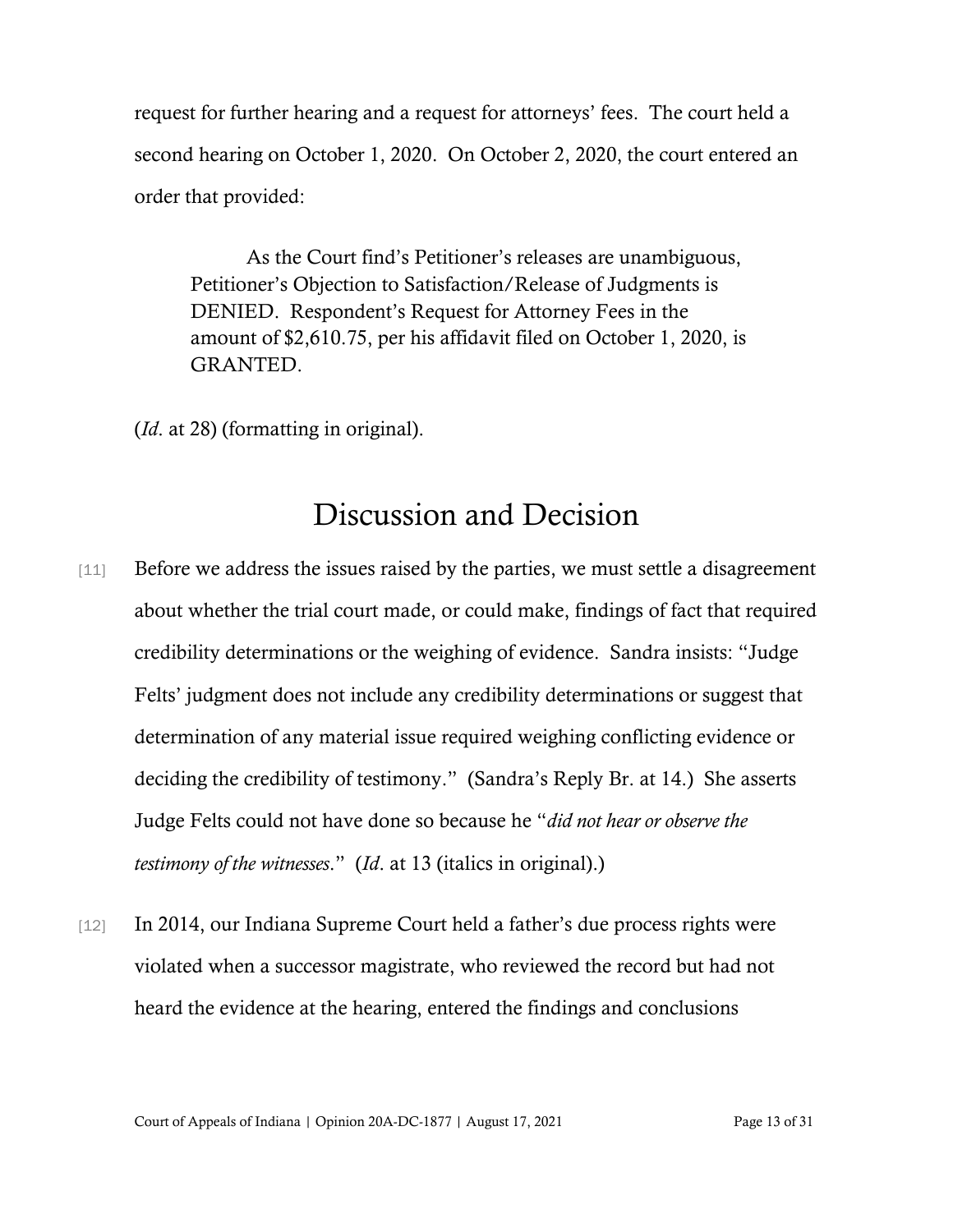request for further hearing and a request for attorneys' fees. The court held a second hearing on October 1, 2020. On October 2, 2020, the court entered an order that provided:

> As the Court find's Petitioner's releases are unambiguous, Petitioner's Objection to Satisfaction/Release of Judgments is DENIED. Respondent's Request for Attorney Fees in the amount of $2,610.75, per his affidavit filed on October 1, 2020, is GRANTED.

(*Id*. at 28) (formatting in original).

# Discussion and Decision

[11] Before we address the issues raised by the parties, we must settle a disagreement about whether the trial court made, or could make, findings of fact that required credibility determinations or the weighing of evidence. Sandra insists: "Judge Felts' judgment does not include any credibility determinations or suggest that determination of any material issue required weighing conflicting evidence or deciding the credibility of testimony." (Sandra's Reply Br. at 14.) She asserts Judge Felts could not have done so because he "*did not hear or observe the testimony of the witnesses*." (*Id*. at 13 (italics in original).)

[12] In 2014, our Indiana Supreme Court held a father's due process rights were violated when a successor magistrate, who reviewed the record but had not heard the evidence at the hearing, entered the findings and conclusions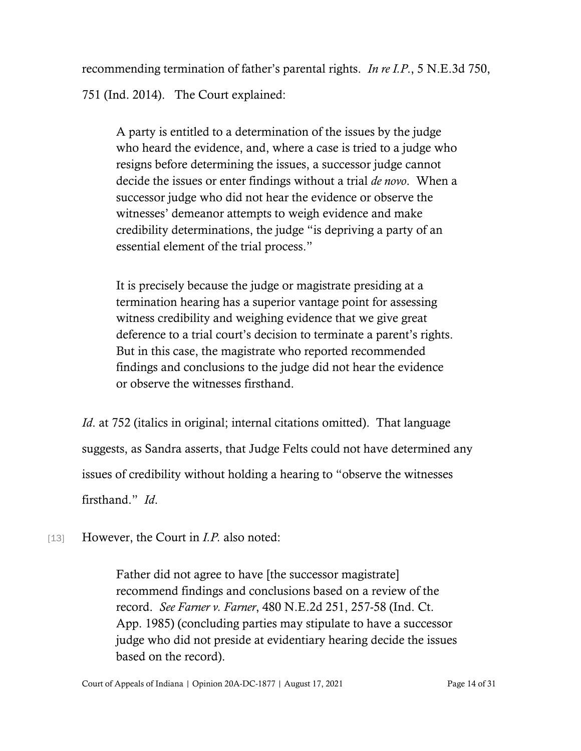recommending termination of father's parental rights. *In re I.P.*, 5 N.E.3d 750, 751 (Ind. 2014). The Court explained:

> A party is entitled to a determination of the issues by the judge who heard the evidence, and, where a case is tried to a judge who resigns before determining the issues, a successor judge cannot decide the issues or enter findings without a trial *de novo*. When a successor judge who did not hear the evidence or observe the witnesses' demeanor attempts to weigh evidence and make credibility determinations, the judge "is depriving a party of an essential element of the trial process."
>
> It is precisely because the judge or magistrate presiding at a termination hearing has a superior vantage point for assessing witness credibility and weighing evidence that we give great deference to a trial court's decision to terminate a parent's rights. But in this case, the magistrate who reported recommended findings and conclusions to the judge did not hear the evidence or observe the witnesses firsthand.

*Id*. at 752 (italics in original; internal citations omitted). That language suggests, as Sandra asserts, that Judge Felts could not have determined any issues of credibility without holding a hearing to "observe the witnesses firsthand." *Id*.

[13] However, the Court in *I.P.* also noted:

> Father did not agree to have [the successor magistrate] recommend findings and conclusions based on a review of the record. *See Farner v. Farner*, 480 N.E.2d 251, 257-58 (Ind. Ct. App. 1985) (concluding parties may stipulate to have a successor judge who did not preside at evidentiary hearing decide the issues based on the record).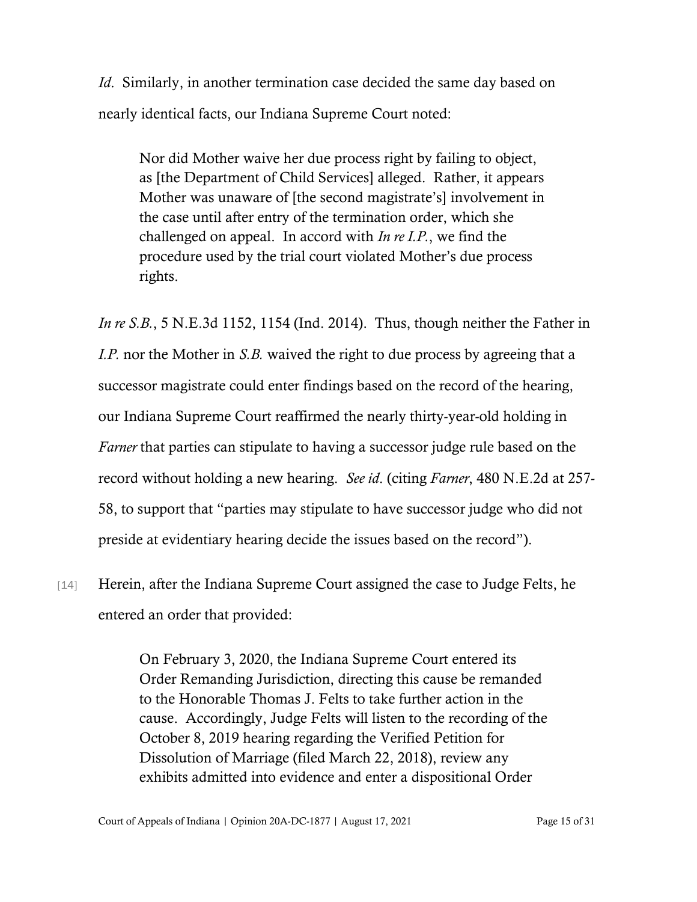*Id*. Similarly, in another termination case decided the same day based on nearly identical facts, our Indiana Supreme Court noted:

> Nor did Mother waive her due process right by failing to object, as [the Department of Child Services] alleged. Rather, it appears Mother was unaware of [the second magistrate's] involvement in the case until after entry of the termination order, which she challenged on appeal. In accord with *In re I.P.*, we find the procedure used by the trial court violated Mother's due process rights.

*In re S.B.*, 5 N.E.3d 1152, 1154 (Ind. 2014). Thus, though neither the Father in *I.P.* nor the Mother in *S.B.* waived the right to due process by agreeing that a successor magistrate could enter findings based on the record of the hearing, our Indiana Supreme Court reaffirmed the nearly thirty-year-old holding in *Farner* that parties can stipulate to having a successor judge rule based on the record without holding a new hearing. *See id*. (citing *Farner*, 480 N.E.2d at 257-58, to support that "parties may stipulate to have successor judge who did not preside at evidentiary hearing decide the issues based on the record").

[14] Herein, after the Indiana Supreme Court assigned the case to Judge Felts, he entered an order that provided:

> On February 3, 2020, the Indiana Supreme Court entered its Order Remanding Jurisdiction, directing this cause be remanded to the Honorable Thomas J. Felts to take further action in the cause. Accordingly, Judge Felts will listen to the recording of the October 8, 2019 hearing regarding the Verified Petition for Dissolution of Marriage (filed March 22, 2018), review any exhibits admitted into evidence and enter a dispositional Order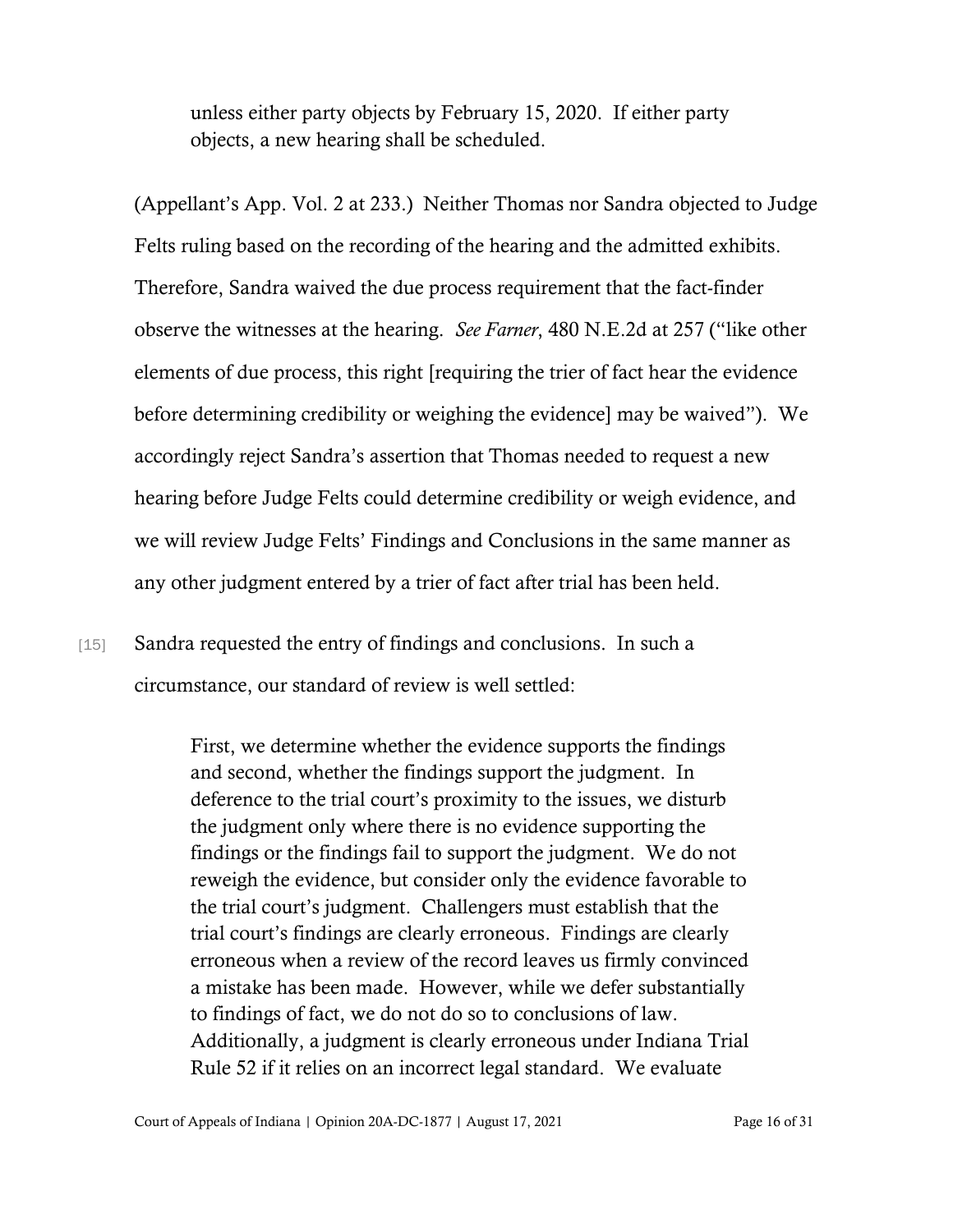> unless either party objects by February 15, 2020. If either party objects, a new hearing shall be scheduled.

(Appellant's App. Vol. 2 at 233.) Neither Thomas nor Sandra objected to Judge Felts ruling based on the recording of the hearing and the admitted exhibits. Therefore, Sandra waived the due process requirement that the fact-finder observe the witnesses at the hearing. *See Farner*, 480 N.E.2d at 257 ("like other elements of due process, this right [requiring the trier of fact hear the evidence before determining credibility or weighing the evidence] may be waived"). We accordingly reject Sandra's assertion that Thomas needed to request a new hearing before Judge Felts could determine credibility or weigh evidence, and we will review Judge Felts' Findings and Conclusions in the same manner as any other judgment entered by a trier of fact after trial has been held.

[15] Sandra requested the entry of findings and conclusions. In such a circumstance, our standard of review is well settled:

> First, we determine whether the evidence supports the findings and second, whether the findings support the judgment. In deference to the trial court's proximity to the issues, we disturb the judgment only where there is no evidence supporting the findings or the findings fail to support the judgment. We do not reweigh the evidence, but consider only the evidence favorable to the trial court's judgment. Challengers must establish that the trial court's findings are clearly erroneous. Findings are clearly erroneous when a review of the record leaves us firmly convinced a mistake has been made. However, while we defer substantially to findings of fact, we do not do so to conclusions of law. Additionally, a judgment is clearly erroneous under Indiana Trial Rule 52 if it relies on an incorrect legal standard. We evaluate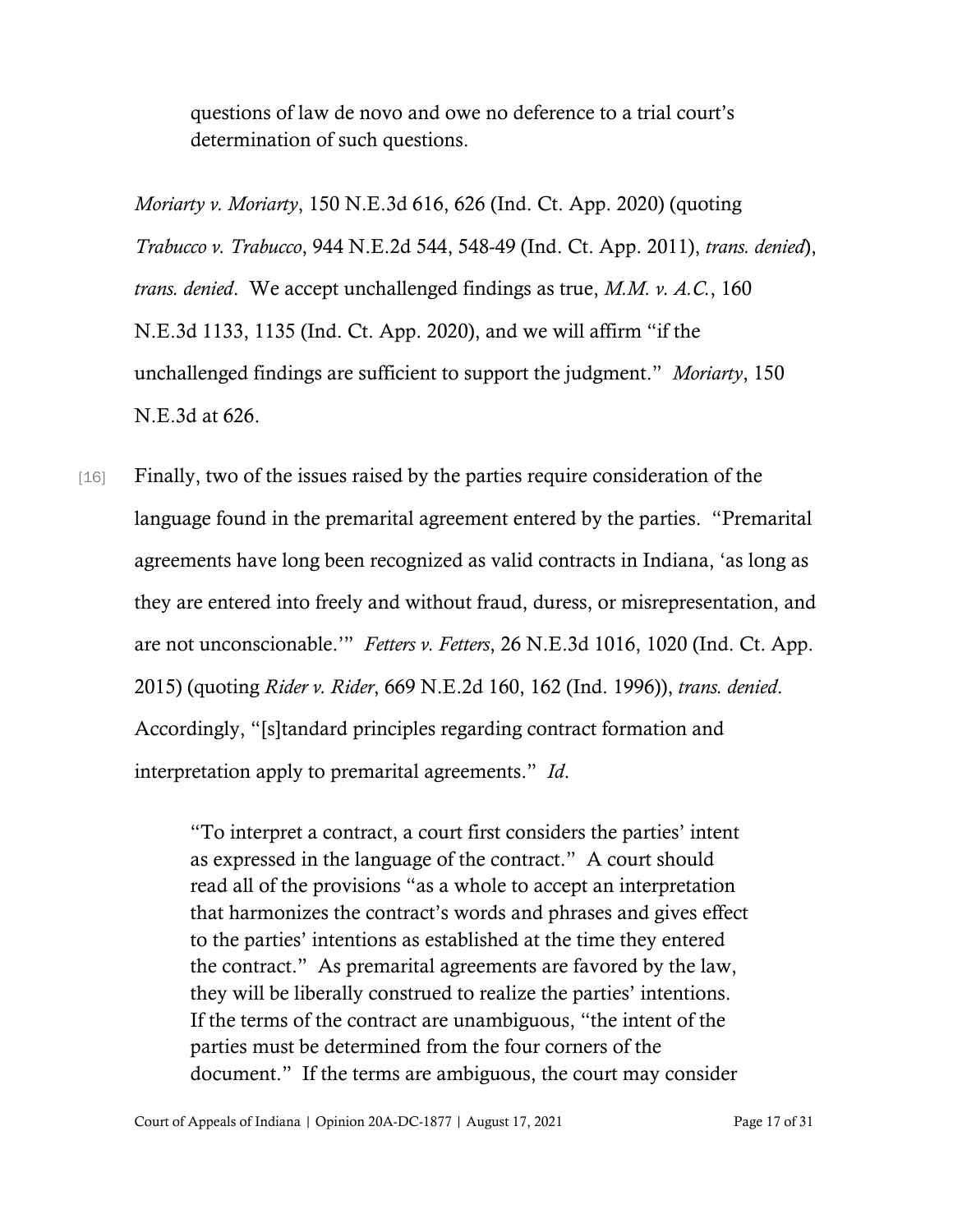questions of law de novo and owe no deference to a trial court's determination of such questions.

*Moriarty v. Moriarty*, 150 N.E.3d 616, 626 (Ind. Ct. App. 2020) (quoting *Trabucco v. Trabucco*, 944 N.E.2d 544, 548-49 (Ind. Ct. App. 2011), *trans. denied*), *trans. denied*. We accept unchallenged findings as true, *M.M. v. A.C.*, 160 N.E.3d 1133, 1135 (Ind. Ct. App. 2020), and we will affirm "if the unchallenged findings are sufficient to support the judgment." *Moriarty*, 150 N.E.3d at 626.

[16] Finally, two of the issues raised by the parties require consideration of the language found in the premarital agreement entered by the parties. "Premarital agreements have long been recognized as valid contracts in Indiana, 'as long as they are entered into freely and without fraud, duress, or misrepresentation, and are not unconscionable.'" *Fetters v. Fetters*, 26 N.E.3d 1016, 1020 (Ind. Ct. App. 2015) (quoting *Rider v. Rider*, 669 N.E.2d 160, 162 (Ind. 1996)), *trans. denied*. Accordingly, "[s]tandard principles regarding contract formation and interpretation apply to premarital agreements." *Id*.

> "To interpret a contract, a court first considers the parties' intent as expressed in the language of the contract." A court should read all of the provisions "as a whole to accept an interpretation that harmonizes the contract's words and phrases and gives effect to the parties' intentions as established at the time they entered the contract." As premarital agreements are favored by the law, they will be liberally construed to realize the parties' intentions. If the terms of the contract are unambiguous, "the intent of the parties must be determined from the four corners of the document." If the terms are ambiguous, the court may consider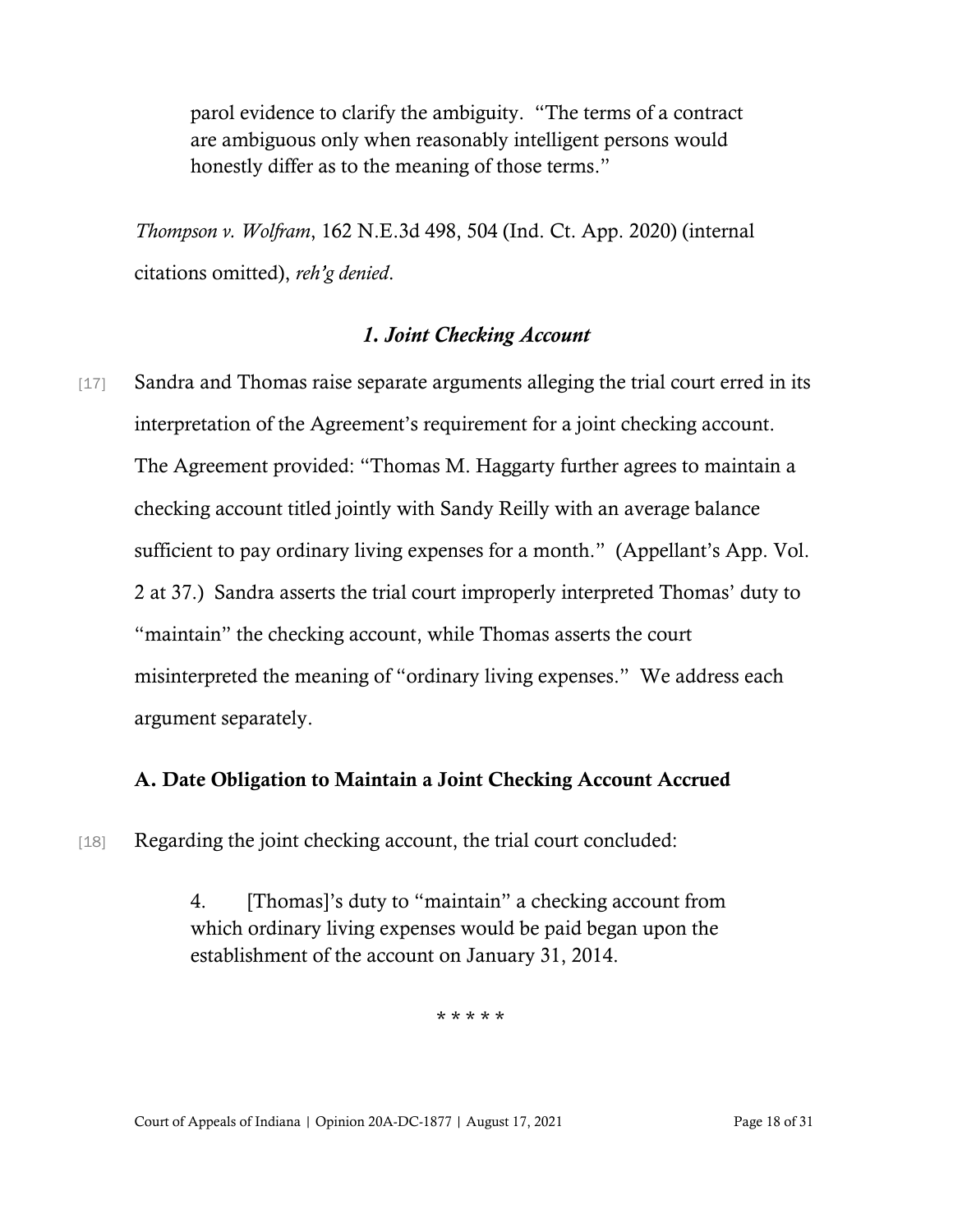> parol evidence to clarify the ambiguity. "The terms of a contract are ambiguous only when reasonably intelligent persons would honestly differ as to the meaning of those terms."

*Thompson v. Wolfram*, 162 N.E.3d 498, 504 (Ind. Ct. App. 2020) (internal citations omitted), *reh'g denied*.

### *1. Joint Checking Account*

[17] Sandra and Thomas raise separate arguments alleging the trial court erred in its interpretation of the Agreement's requirement for a joint checking account. The Agreement provided: "Thomas M. Haggarty further agrees to maintain a checking account titled jointly with Sandy Reilly with an average balance sufficient to pay ordinary living expenses for a month." (Appellant's App. Vol. 2 at 37.) Sandra asserts the trial court improperly interpreted Thomas' duty to "maintain" the checking account, while Thomas asserts the court misinterpreted the meaning of "ordinary living expenses." We address each argument separately.

#### A. Date Obligation to Maintain a Joint Checking Account Accrued

[18] Regarding the joint checking account, the trial court concluded:

> 4. [Thomas]'s duty to "maintain" a checking account from which ordinary living expenses would be paid began upon the establishment of the account on January 31, 2014.
>
> * * * * *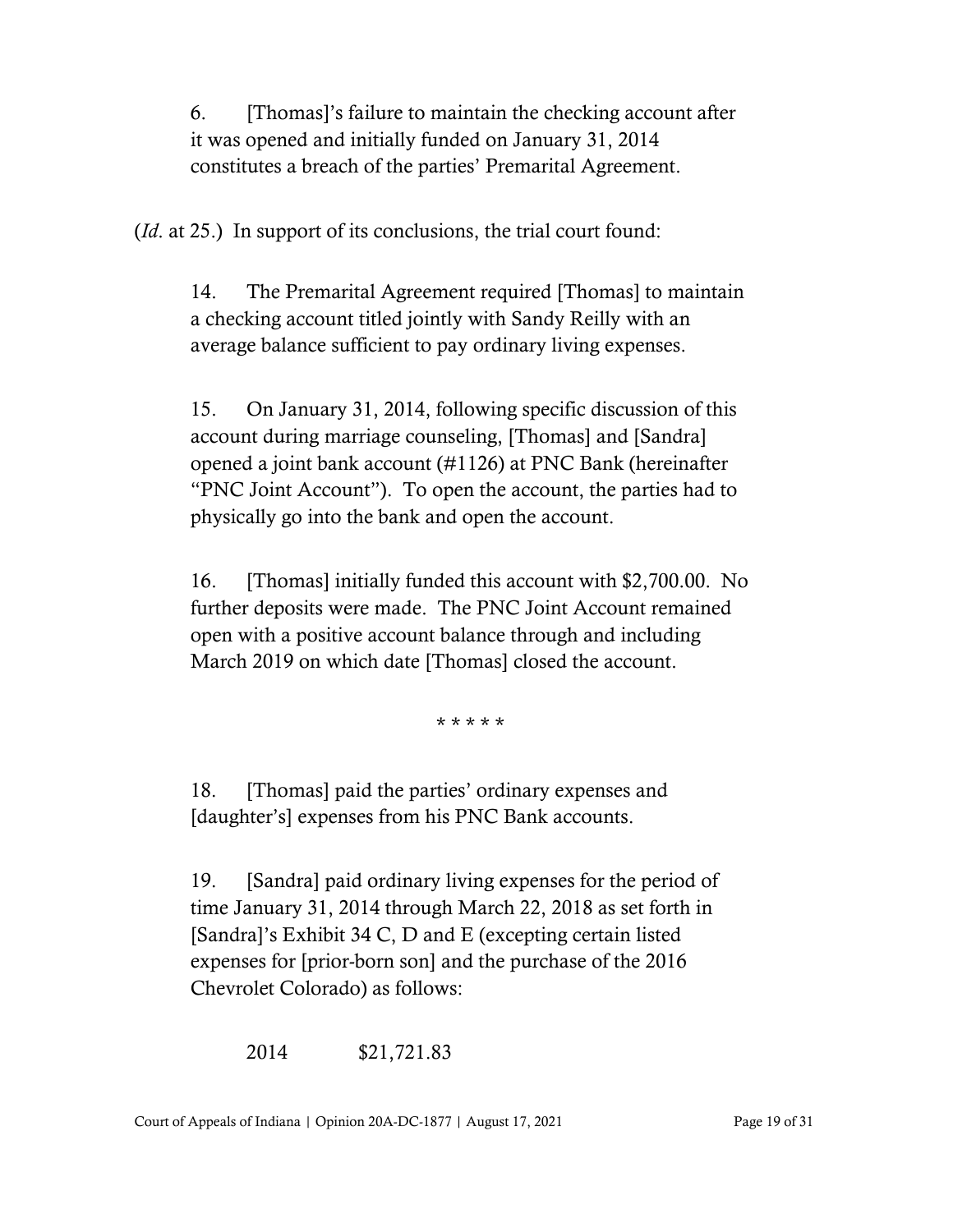> 6. [Thomas]'s failure to maintain the checking account after it was opened and initially funded on January 31, 2014 constitutes a breach of the parties' Premarital Agreement.

(*Id.* at 25.) In support of its conclusions, the trial court found:

> 14. The Premarital Agreement required [Thomas] to maintain a checking account titled jointly with Sandy Reilly with an average balance sufficient to pay ordinary living expenses.
>
> 15. On January 31, 2014, following specific discussion of this account during marriage counseling, [Thomas] and [Sandra] opened a joint bank account (#1126) at PNC Bank (hereinafter "PNC Joint Account"). To open the account, the parties had to physically go into the bank and open the account.
>
> 16. [Thomas] initially funded this account with $2,700.00. No further deposits were made. The PNC Joint Account remained open with a positive account balance through and including March 2019 on which date [Thomas] closed the account.
>
> \* \* \* \* \*
>
> 18. [Thomas] paid the parties' ordinary expenses and [daughter's] expenses from his PNC Bank accounts.
>
> 19. [Sandra] paid ordinary living expenses for the period of time January 31, 2014 through March 22, 2018 as set forth in [Sandra]'s Exhibit 34 C, D and E (excepting certain listed expenses for [prior-born son] and the purchase of the 2016 Chevrolet Colorado) as follows:
>
> 2014 $21,721.83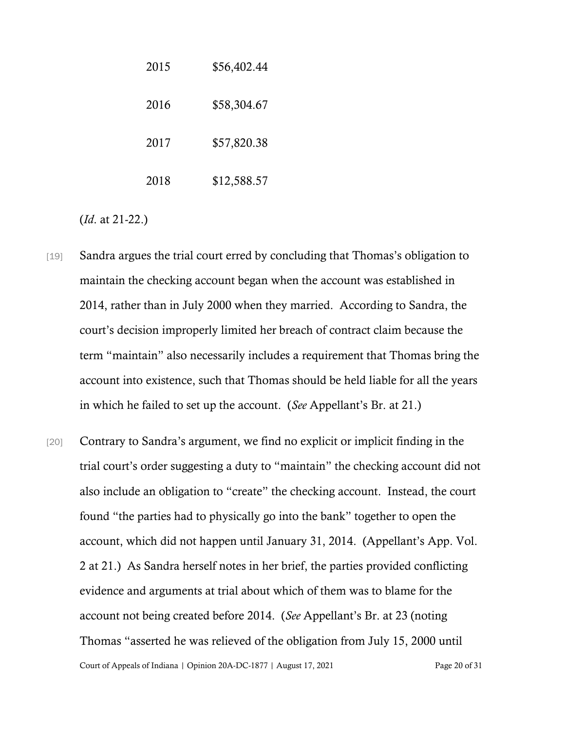| | |
|---|---|
| 2015 | $56,402.44 |
| 2016 | $58,304.67 |
| 2017 | $57,820.38 |
| 2018 | $12,588.57 |

(*Id*. at 21-22.)

[19] Sandra argues the trial court erred by concluding that Thomas's obligation to maintain the checking account began when the account was established in 2014, rather than in July 2000 when they married. According to Sandra, the court's decision improperly limited her breach of contract claim because the term "maintain" also necessarily includes a requirement that Thomas bring the account into existence, such that Thomas should be held liable for all the years in which he failed to set up the account. (*See* Appellant's Br. at 21.)

[20] Contrary to Sandra's argument, we find no explicit or implicit finding in the trial court's order suggesting a duty to "maintain" the checking account did not also include an obligation to "create" the checking account. Instead, the court found "the parties had to physically go into the bank" together to open the account, which did not happen until January 31, 2014. (Appellant's App. Vol. 2 at 21.) As Sandra herself notes in her brief, the parties provided conflicting evidence and arguments at trial about which of them was to blame for the account not being created before 2014. (*See* Appellant's Br. at 23 (noting Thomas "asserted he was relieved of the obligation from July 15, 2000 until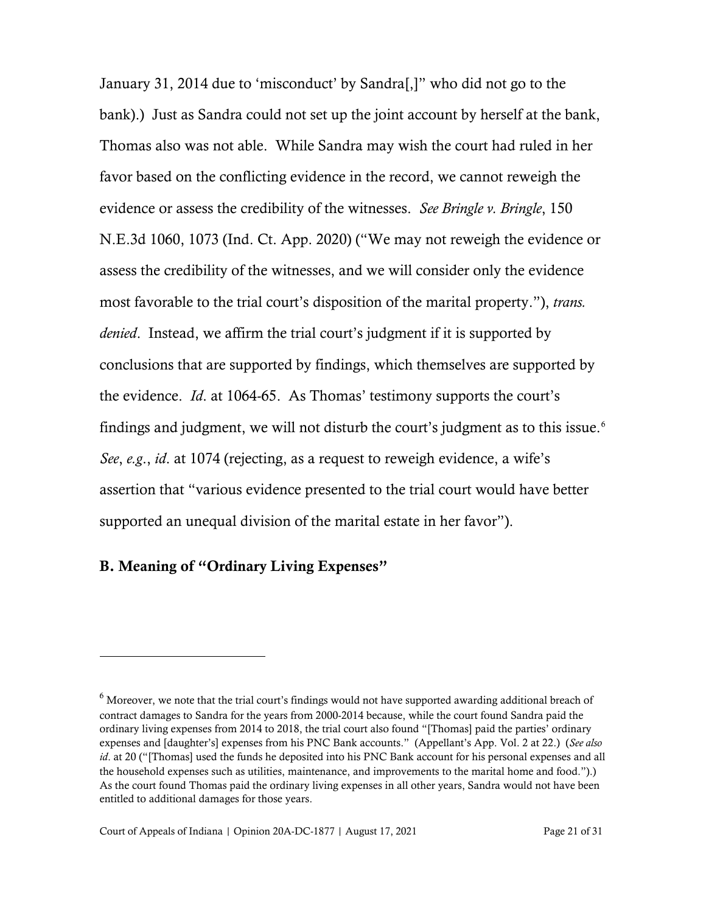January 31, 2014 due to 'misconduct' by Sandra[,]" who did not go to the bank).) Just as Sandra could not set up the joint account by herself at the bank, Thomas also was not able. While Sandra may wish the court had ruled in her favor based on the conflicting evidence in the record, we cannot reweigh the evidence or assess the credibility of the witnesses. *See Bringle v. Bringle*, 150 N.E.3d 1060, 1073 (Ind. Ct. App. 2020) ("We may not reweigh the evidence or assess the credibility of the witnesses, and we will consider only the evidence most favorable to the trial court's disposition of the marital property."), *trans. denied*. Instead, we affirm the trial court's judgment if it is supported by conclusions that are supported by findings, which themselves are supported by the evidence. *Id*. at 1064-65. As Thomas' testimony supports the court's findings and judgment, we will not disturb the court's judgment as to this issue.[6] *See*, *e.g.*, *id*. at 1074 (rejecting, as a request to reweigh evidence, a wife's assertion that "various evidence presented to the trial court would have better supported an unequal division of the marital estate in her favor").

## B. Meaning of "Ordinary Living Expenses"

---

[6] Moreover, we note that the trial court's findings would not have supported awarding additional breach of contract damages to Sandra for the years from 2000-2014 because, while the court found Sandra paid the ordinary living expenses from 2014 to 2018, the trial court also found "[Thomas] paid the parties' ordinary expenses and [daughter's] expenses from his PNC Bank accounts." (Appellant's App. Vol. 2 at 22.) (*See also id*. at 20 ("[Thomas] used the funds he deposited into his PNC Bank account for his personal expenses and all the household expenses such as utilities, maintenance, and improvements to the marital home and food.").) As the court found Thomas paid the ordinary living expenses in all other years, Sandra would not have been entitled to additional damages for those years.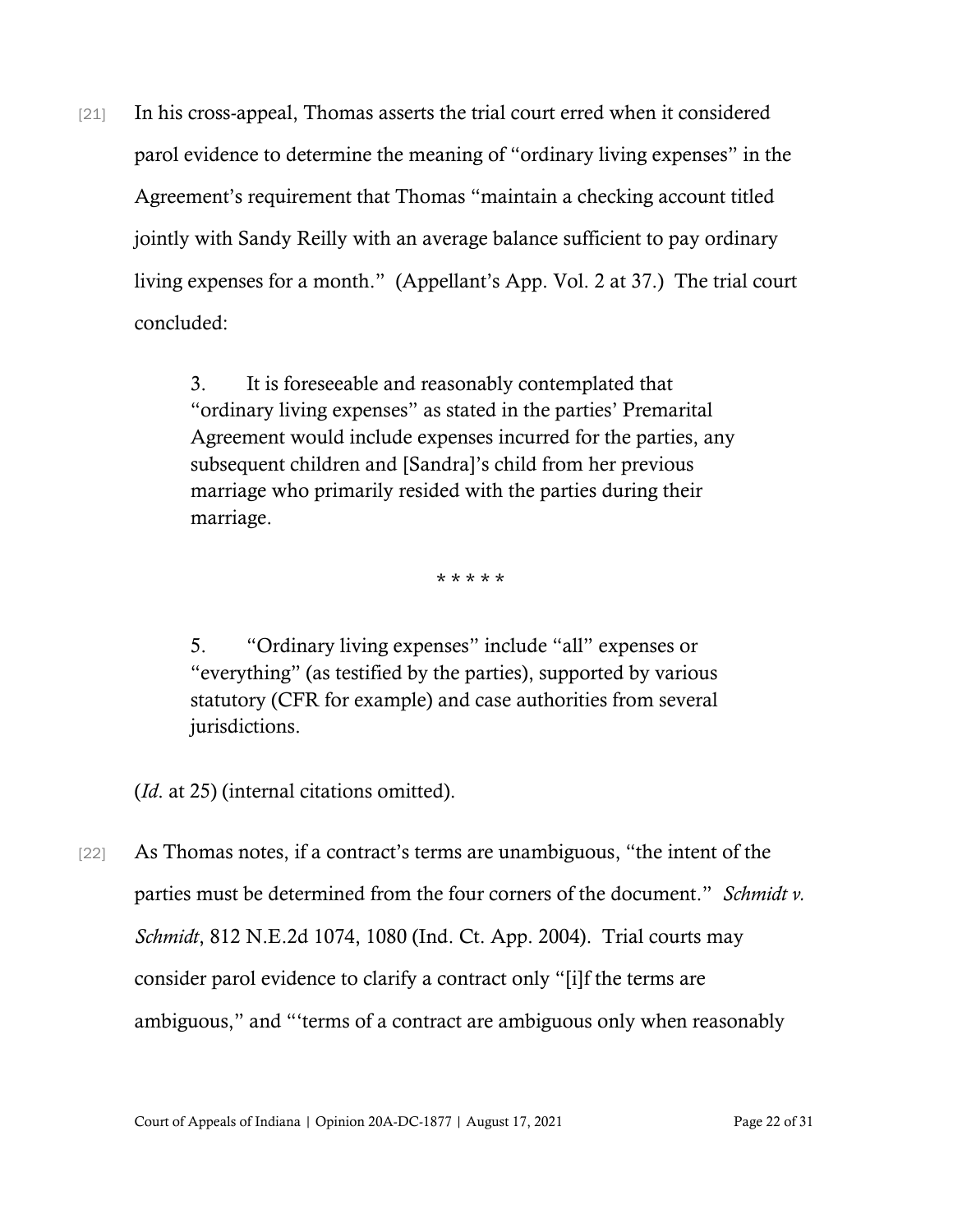[21] In his cross-appeal, Thomas asserts the trial court erred when it considered parol evidence to determine the meaning of "ordinary living expenses" in the Agreement's requirement that Thomas "maintain a checking account titled jointly with Sandy Reilly with an average balance sufficient to pay ordinary living expenses for a month." (Appellant's App. Vol. 2 at 37.) The trial court concluded:

> 3. It is foreseeable and reasonably contemplated that "ordinary living expenses" as stated in the parties' Premarital Agreement would include expenses incurred for the parties, any subsequent children and [Sandra]'s child from her previous marriage who primarily resided with the parties during their marriage.
>
> * * * * *
>
> 5. "Ordinary living expenses" include "all" expenses or "everything" (as testified by the parties), supported by various statutory (CFR for example) and case authorities from several jurisdictions.

(*Id.* at 25) (internal citations omitted).

[22] As Thomas notes, if a contract's terms are unambiguous, "the intent of the parties must be determined from the four corners of the document." *Schmidt v. Schmidt*, 812 N.E.2d 1074, 1080 (Ind. Ct. App. 2004). Trial courts may consider parol evidence to clarify a contract only "[i]f the terms are ambiguous," and "'terms of a contract are ambiguous only when reasonably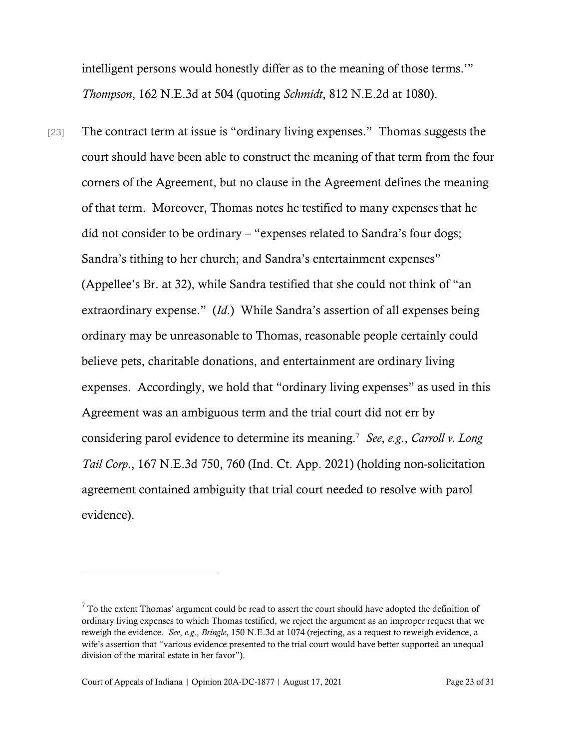intelligent persons would honestly differ as to the meaning of those terms.'" *Thompson*, 162 N.E.3d at 504 (quoting *Schmidt*, 812 N.E.2d at 1080).

[23] The contract term at issue is "ordinary living expenses." Thomas suggests the court should have been able to construct the meaning of that term from the four corners of the Agreement, but no clause in the Agreement defines the meaning of that term. Moreover, Thomas notes he testified to many expenses that he did not consider to be ordinary – "expenses related to Sandra's four dogs; Sandra's tithing to her church; and Sandra's entertainment expenses" (Appellee's Br. at 32), while Sandra testified that she could not think of "an extraordinary expense." (*Id*.) While Sandra's assertion of all expenses being ordinary may be unreasonable to Thomas, reasonable people certainly could believe pets, charitable donations, and entertainment are ordinary living expenses. Accordingly, we hold that "ordinary living expenses" as used in this Agreement was an ambiguous term and the trial court did not err by considering parol evidence to determine its meaning.[7] *See*, *e.g.*, *Carroll v. Long Tail Corp.*, 167 N.E.3d 750, 760 (Ind. Ct. App. 2021) (holding non-solicitation agreement contained ambiguity that trial court needed to resolve with parol evidence).

---

[7] To the extent Thomas' argument could be read to assert the court should have adopted the definition of ordinary living expenses to which Thomas testified, we reject the argument as an improper request that we reweigh the evidence. *See*, *e.g.*, *Bringle*, 150 N.E.3d at 1074 (rejecting, as a request to reweigh evidence, a wife's assertion that "various evidence presented to the trial court would have better supported an unequal division of the marital estate in her favor").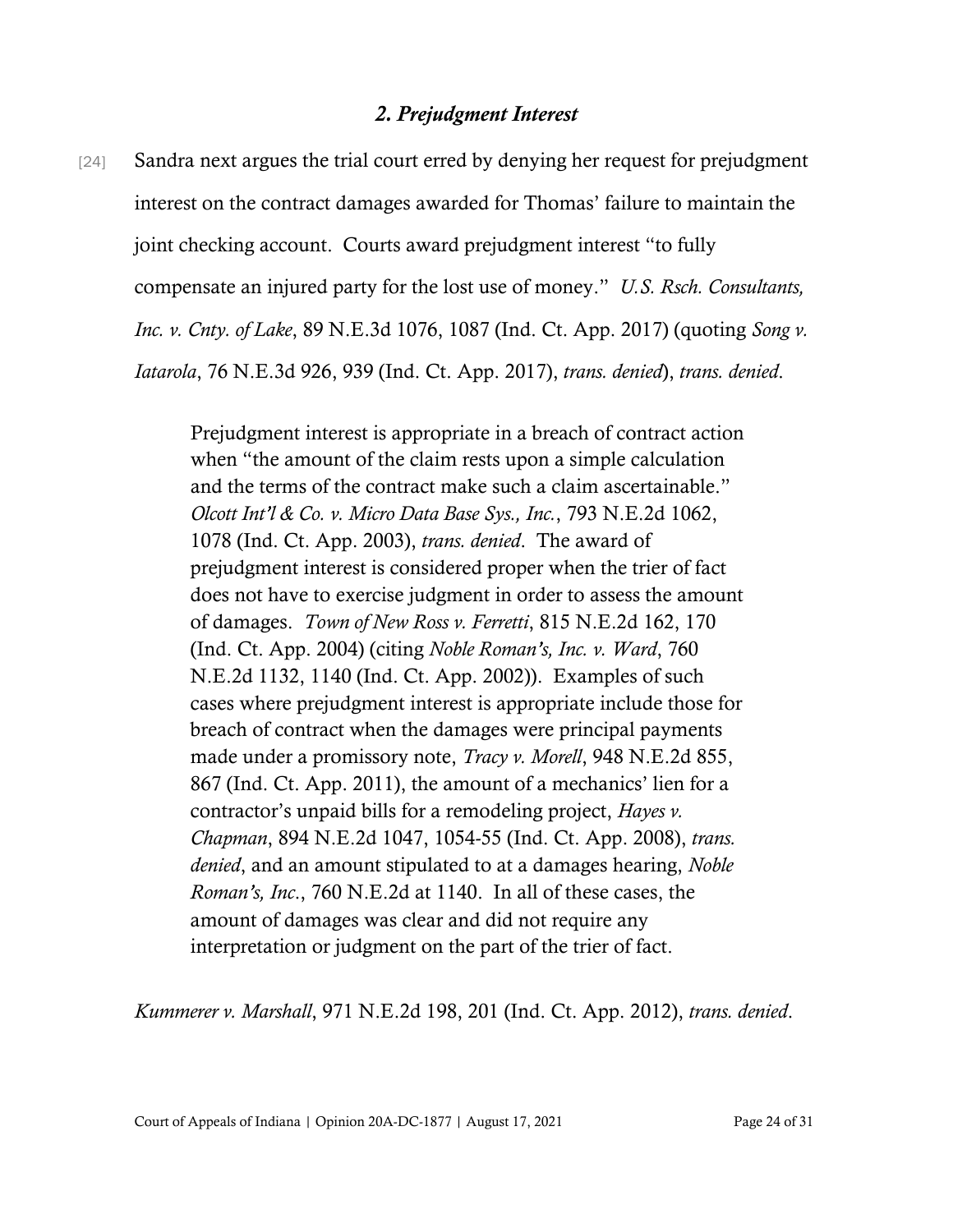### *2. Prejudgment Interest*

[24] Sandra next argues the trial court erred by denying her request for prejudgment interest on the contract damages awarded for Thomas' failure to maintain the joint checking account. Courts award prejudgment interest "to fully compensate an injured party for the lost use of money." *U.S. Rsch. Consultants, Inc. v. Cnty. of Lake*, 89 N.E.3d 1076, 1087 (Ind. Ct. App. 2017) (quoting *Song v. Iatarola*, 76 N.E.3d 926, 939 (Ind. Ct. App. 2017), *trans. denied*), *trans. denied*.

> Prejudgment interest is appropriate in a breach of contract action when "the amount of the claim rests upon a simple calculation and the terms of the contract make such a claim ascertainable." *Olcott Int'l & Co. v. Micro Data Base Sys., Inc.*, 793 N.E.2d 1062, 1078 (Ind. Ct. App. 2003), *trans. denied*. The award of prejudgment interest is considered proper when the trier of fact does not have to exercise judgment in order to assess the amount of damages. *Town of New Ross v. Ferretti*, 815 N.E.2d 162, 170 (Ind. Ct. App. 2004) (citing *Noble Roman's, Inc. v. Ward*, 760 N.E.2d 1132, 1140 (Ind. Ct. App. 2002)). Examples of such cases where prejudgment interest is appropriate include those for breach of contract when the damages were principal payments made under a promissory note, *Tracy v. Morell*, 948 N.E.2d 855, 867 (Ind. Ct. App. 2011), the amount of a mechanics' lien for a contractor's unpaid bills for a remodeling project, *Hayes v. Chapman*, 894 N.E.2d 1047, 1054-55 (Ind. Ct. App. 2008), *trans. denied*, and an amount stipulated to at a damages hearing, *Noble Roman's, Inc.*, 760 N.E.2d at 1140. In all of these cases, the amount of damages was clear and did not require any interpretation or judgment on the part of the trier of fact.

*Kummerer v. Marshall*, 971 N.E.2d 198, 201 (Ind. Ct. App. 2012), *trans. denied*.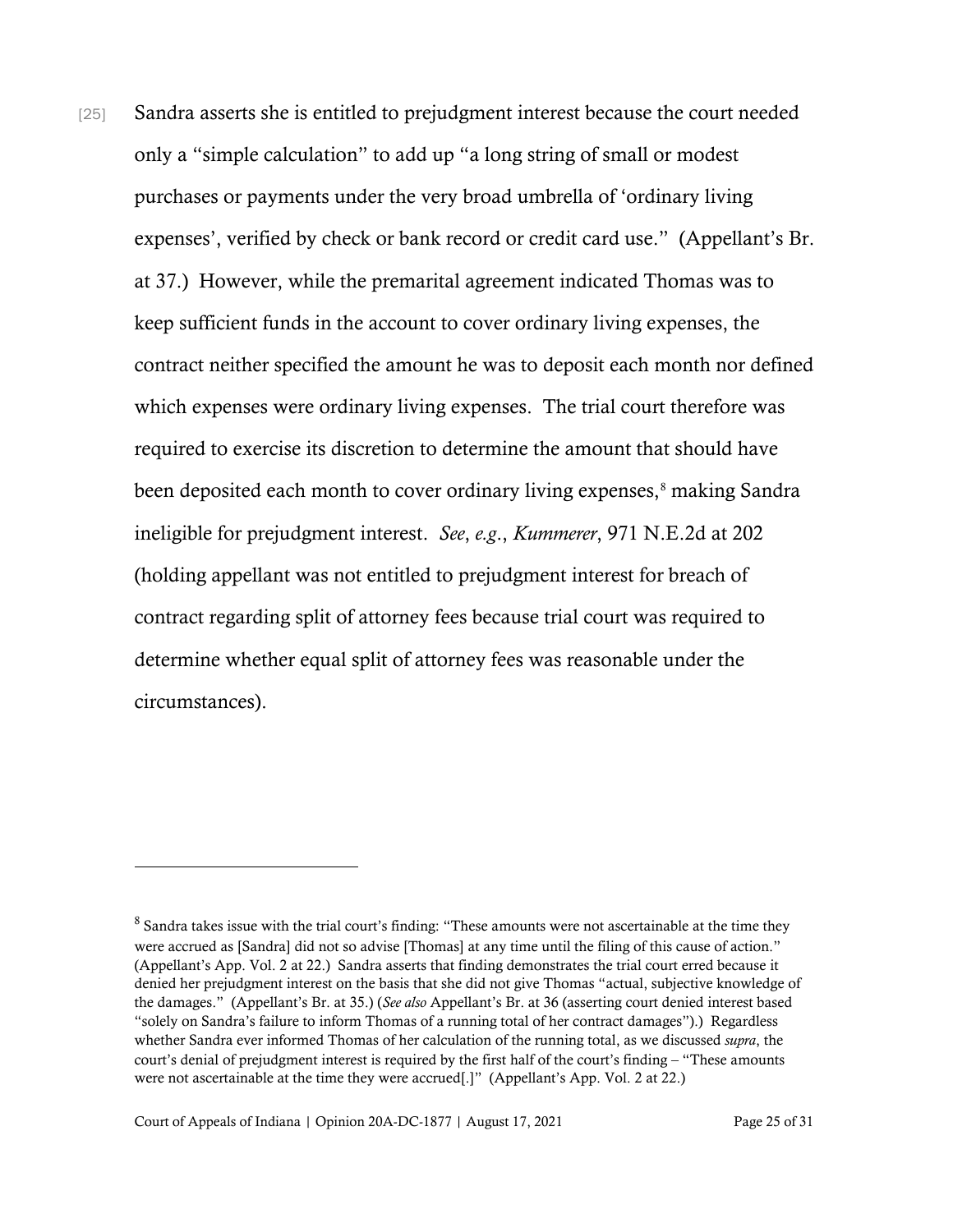[25] Sandra asserts she is entitled to prejudgment interest because the court needed only a "simple calculation" to add up "a long string of small or modest purchases or payments under the very broad umbrella of 'ordinary living expenses', verified by check or bank record or credit card use." (Appellant's Br. at 37.) However, while the premarital agreement indicated Thomas was to keep sufficient funds in the account to cover ordinary living expenses, the contract neither specified the amount he was to deposit each month nor defined which expenses were ordinary living expenses. The trial court therefore was required to exercise its discretion to determine the amount that should have been deposited each month to cover ordinary living expenses,[8] making Sandra ineligible for prejudgment interest. *See*, *e.g.*, *Kummerer*, 971 N.E.2d at 202 (holding appellant was not entitled to prejudgment interest for breach of contract regarding split of attorney fees because trial court was required to determine whether equal split of attorney fees was reasonable under the circumstances).

---

[8] Sandra takes issue with the trial court's finding: "These amounts were not ascertainable at the time they were accrued as [Sandra] did not so advise [Thomas] at any time until the filing of this cause of action." (Appellant's App. Vol. 2 at 22.) Sandra asserts that finding demonstrates the trial court erred because it denied her prejudgment interest on the basis that she did not give Thomas "actual, subjective knowledge of the damages." (Appellant's Br. at 35.) (*See also* Appellant's Br. at 36 (asserting court denied interest based "solely on Sandra's failure to inform Thomas of a running total of her contract damages").) Regardless whether Sandra ever informed Thomas of her calculation of the running total, as we discussed *supra*, the court's denial of prejudgment interest is required by the first half of the court's finding – "These amounts were not ascertainable at the time they were accrued[.]" (Appellant's App. Vol. 2 at 22.)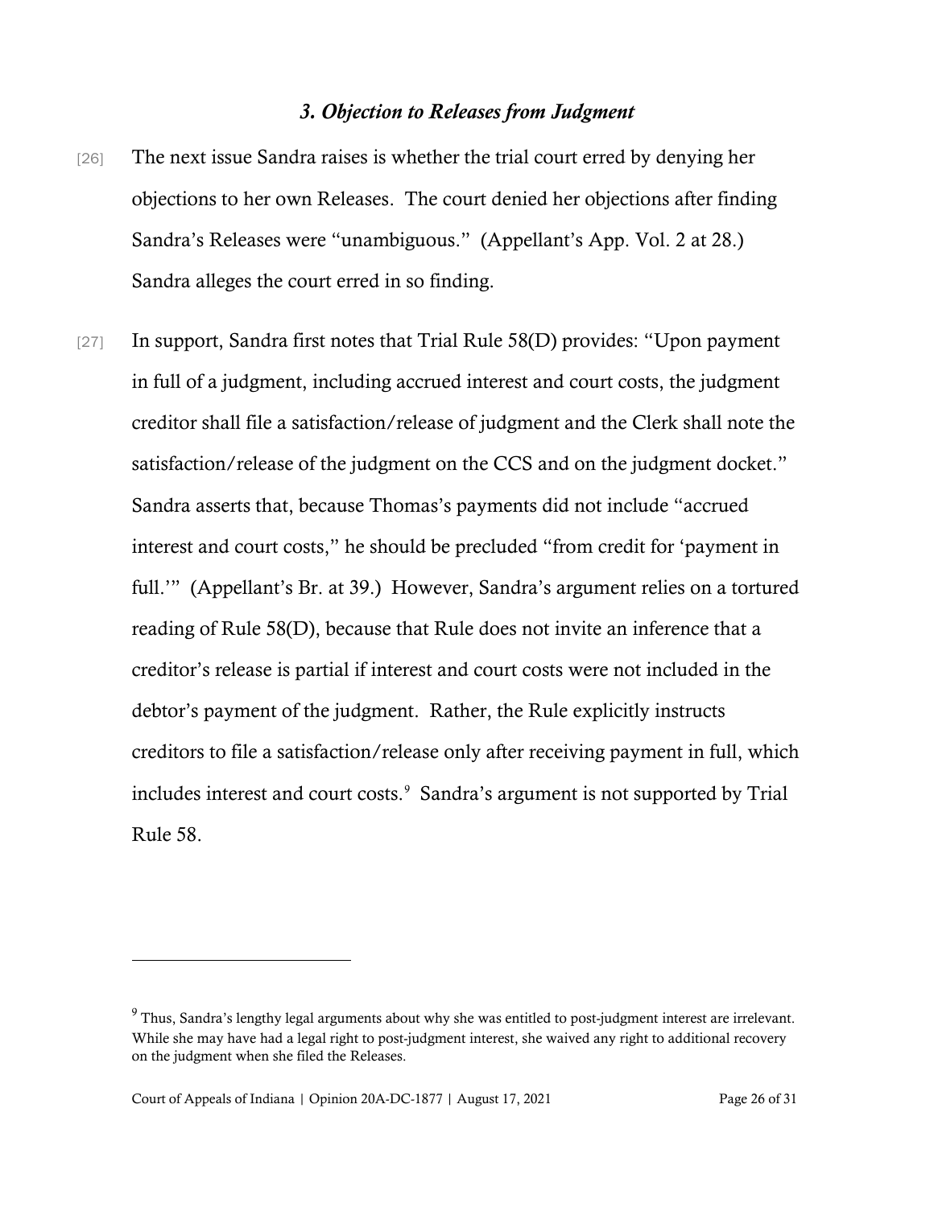### *3. Objection to Releases from Judgment*

[26] The next issue Sandra raises is whether the trial court erred by denying her objections to her own Releases. The court denied her objections after finding Sandra's Releases were "unambiguous." (Appellant's App. Vol. 2 at 28.) Sandra alleges the court erred in so finding.

[27] In support, Sandra first notes that Trial Rule 58(D) provides: "Upon payment in full of a judgment, including accrued interest and court costs, the judgment creditor shall file a satisfaction/release of judgment and the Clerk shall note the satisfaction/release of the judgment on the CCS and on the judgment docket." Sandra asserts that, because Thomas's payments did not include "accrued interest and court costs," he should be precluded "from credit for 'payment in full.'" (Appellant's Br. at 39.) However, Sandra's argument relies on a tortured reading of Rule 58(D), because that Rule does not invite an inference that a creditor's release is partial if interest and court costs were not included in the debtor's payment of the judgment. Rather, the Rule explicitly instructs creditors to file a satisfaction/release only after receiving payment in full, which includes interest and court costs.[9] Sandra's argument is not supported by Trial Rule 58.

---

[9] Thus, Sandra's lengthy legal arguments about why she was entitled to post-judgment interest are irrelevant. While she may have had a legal right to post-judgment interest, she waived any right to additional recovery on the judgment when she filed the Releases.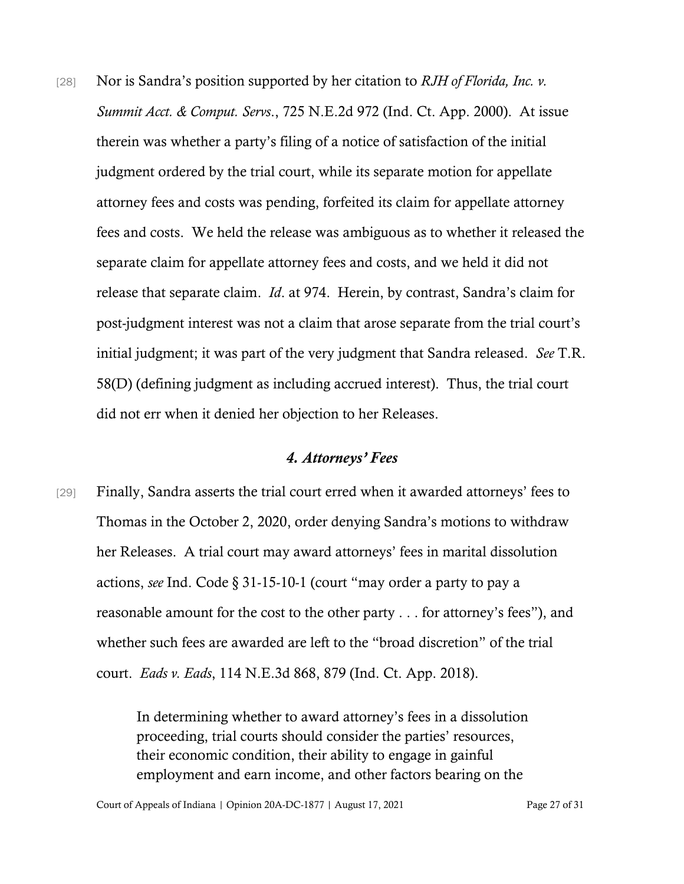[28] Nor is Sandra's position supported by her citation to *RJH of Florida, Inc. v. Summit Acct. & Comput. Servs.*, 725 N.E.2d 972 (Ind. Ct. App. 2000). At issue therein was whether a party's filing of a notice of satisfaction of the initial judgment ordered by the trial court, while its separate motion for appellate attorney fees and costs was pending, forfeited its claim for appellate attorney fees and costs. We held the release was ambiguous as to whether it released the separate claim for appellate attorney fees and costs, and we held it did not release that separate claim. *Id*. at 974. Herein, by contrast, Sandra's claim for post-judgment interest was not a claim that arose separate from the trial court's initial judgment; it was part of the very judgment that Sandra released. *See* T.R. 58(D) (defining judgment as including accrued interest). Thus, the trial court did not err when it denied her objection to her Releases.

### *4. Attorneys' Fees*

[29] Finally, Sandra asserts the trial court erred when it awarded attorneys' fees to Thomas in the October 2, 2020, order denying Sandra's motions to withdraw her Releases. A trial court may award attorneys' fees in marital dissolution actions, *see* Ind. Code § 31-15-10-1 (court "may order a party to pay a reasonable amount for the cost to the other party . . . for attorney's fees"), and whether such fees are awarded are left to the "broad discretion" of the trial court. *Eads v. Eads*, 114 N.E.3d 868, 879 (Ind. Ct. App. 2018).

> In determining whether to award attorney's fees in a dissolution proceeding, trial courts should consider the parties' resources, their economic condition, their ability to engage in gainful employment and earn income, and other factors bearing on the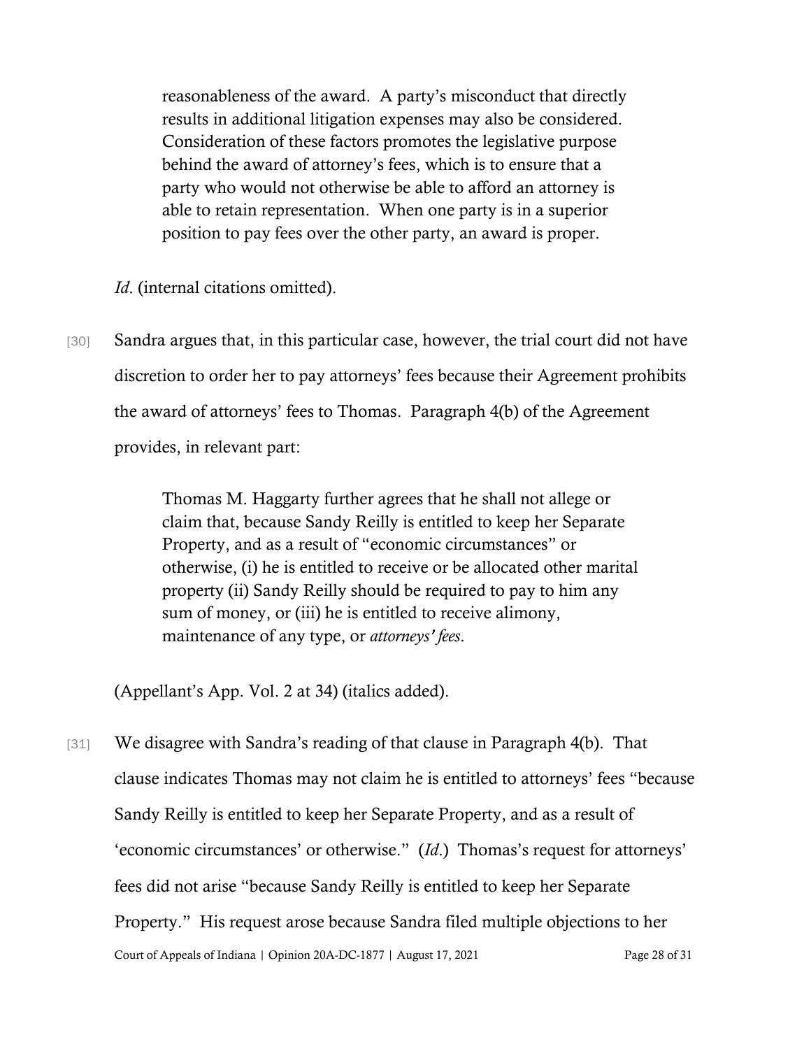> reasonableness of the award. A party's misconduct that directly results in additional litigation expenses may also be considered. Consideration of these factors promotes the legislative purpose behind the award of attorney's fees, which is to ensure that a party who would not otherwise be able to afford an attorney is able to retain representation. When one party is in a superior position to pay fees over the other party, an award is proper.

*Id*. (internal citations omitted).

[30] Sandra argues that, in this particular case, however, the trial court did not have discretion to order her to pay attorneys' fees because their Agreement prohibits the award of attorneys' fees to Thomas. Paragraph 4(b) of the Agreement provides, in relevant part:

> Thomas M. Haggarty further agrees that he shall not allege or claim that, because Sandy Reilly is entitled to keep her Separate Property, and as a result of "economic circumstances" or otherwise, (i) he is entitled to receive or be allocated other marital property (ii) Sandy Reilly should be required to pay to him any sum of money, or (iii) he is entitled to receive alimony, maintenance of any type, or *attorneys' fees*.

(Appellant's App. Vol. 2 at 34) (italics added).

[31] We disagree with Sandra's reading of that clause in Paragraph 4(b). That clause indicates Thomas may not claim he is entitled to attorneys' fees "because Sandy Reilly is entitled to keep her Separate Property, and as a result of 'economic circumstances' or otherwise." (*Id*.) Thomas's request for attorneys' fees did not arise "because Sandy Reilly is entitled to keep her Separate Property." His request arose because Sandra filed multiple objections to her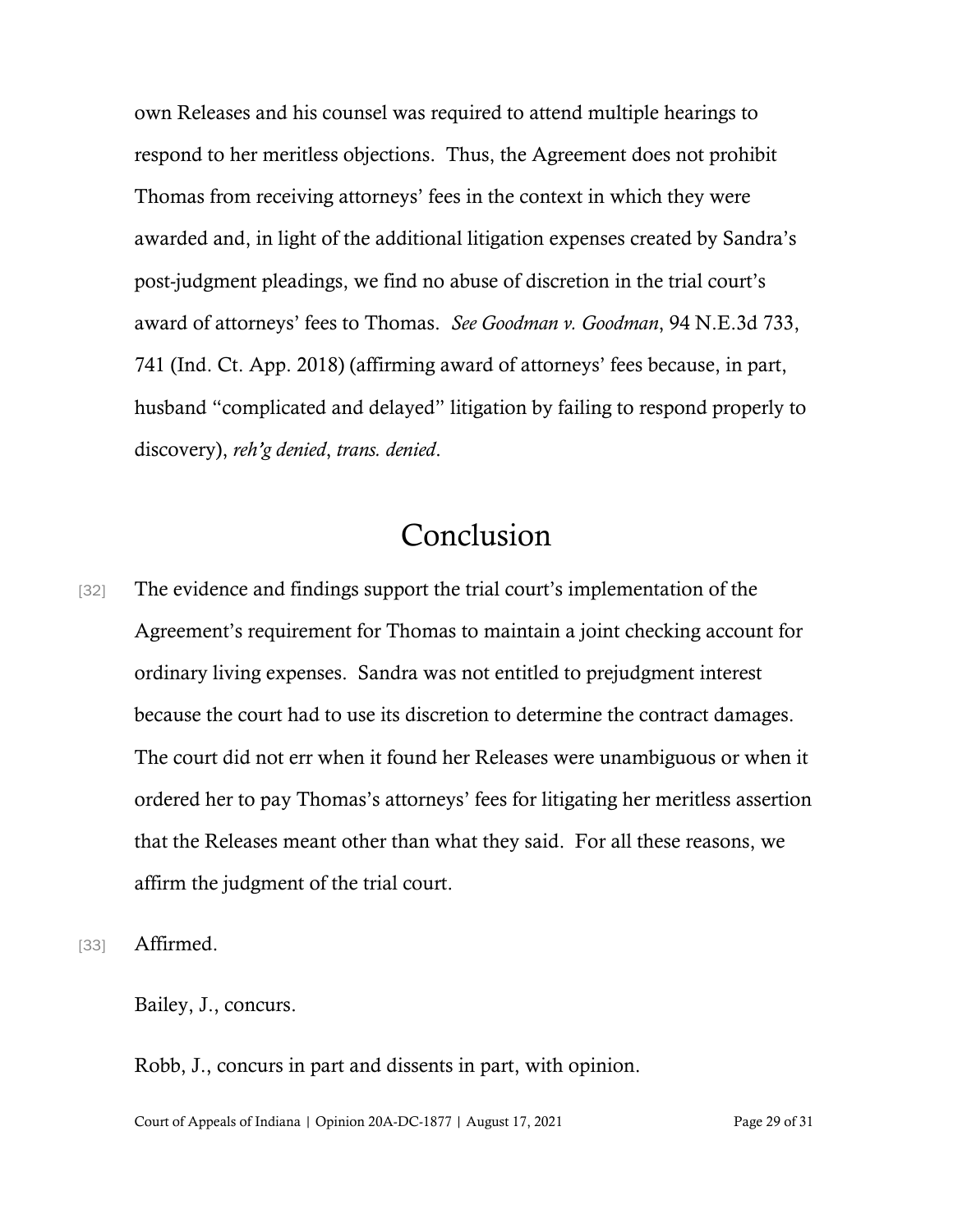own Releases and his counsel was required to attend multiple hearings to respond to her meritless objections. Thus, the Agreement does not prohibit Thomas from receiving attorneys' fees in the context in which they were awarded and, in light of the additional litigation expenses created by Sandra's post-judgment pleadings, we find no abuse of discretion in the trial court's award of attorneys' fees to Thomas. *See Goodman v. Goodman*, 94 N.E.3d 733, 741 (Ind. Ct. App. 2018) (affirming award of attorneys' fees because, in part, husband "complicated and delayed" litigation by failing to respond properly to discovery), *reh'g denied*, *trans. denied*.

# Conclusion

[32] The evidence and findings support the trial court's implementation of the Agreement's requirement for Thomas to maintain a joint checking account for ordinary living expenses. Sandra was not entitled to prejudgment interest because the court had to use its discretion to determine the contract damages. The court did not err when it found her Releases were unambiguous or when it ordered her to pay Thomas's attorneys' fees for litigating her meritless assertion that the Releases meant other than what they said. For all these reasons, we affirm the judgment of the trial court.

[33] Affirmed.

Bailey, J., concurs.

Robb, J., concurs in part and dissents in part, with opinion.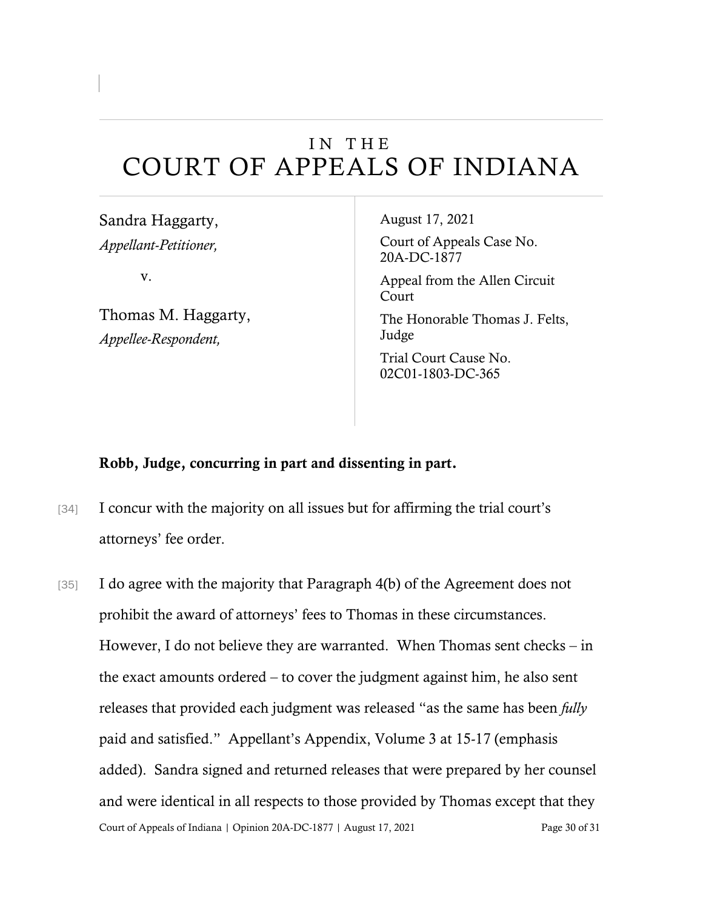# IN THE COURT OF APPEALS OF INDIANA

Sandra Haggarty,
*Appellant-Petitioner,*

v.

Thomas M. Haggarty,
*Appellee-Respondent,*

August 17, 2021

Court of Appeals Case No. 20A-DC-1877

Appeal from the Allen Circuit Court

The Honorable Thomas J. Felts, Judge

Trial Court Cause No. 02C01-1803-DC-365

**Robb, Judge, concurring in part and dissenting in part.**

[34] I concur with the majority on all issues but for affirming the trial court's attorneys' fee order.

[35] I do agree with the majority that Paragraph 4(b) of the Agreement does not prohibit the award of attorneys' fees to Thomas in these circumstances. However, I do not believe they are warranted. When Thomas sent checks – in the exact amounts ordered – to cover the judgment against him, he also sent releases that provided each judgment was released "as the same has been *fully* paid and satisfied." Appellant's Appendix, Volume 3 at 15-17 (emphasis added). Sandra signed and returned releases that were prepared by her counsel and were identical in all respects to those provided by Thomas except that they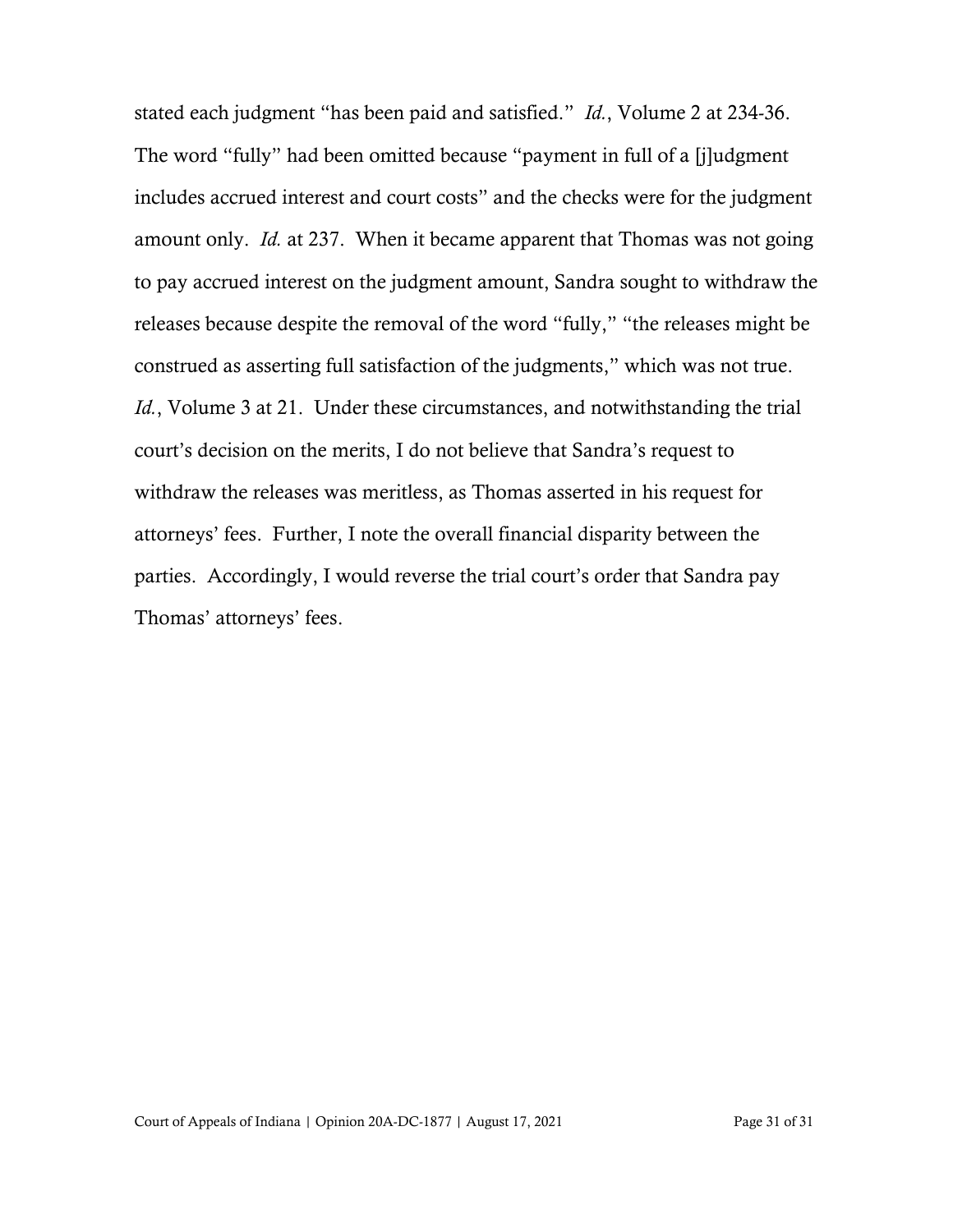stated each judgment "has been paid and satisfied." *Id.*, Volume 2 at 234-36. The word "fully" had been omitted because "payment in full of a [j]udgment includes accrued interest and court costs" and the checks were for the judgment amount only. *Id.* at 237. When it became apparent that Thomas was not going to pay accrued interest on the judgment amount, Sandra sought to withdraw the releases because despite the removal of the word "fully," "the releases might be construed as asserting full satisfaction of the judgments," which was not true. *Id.*, Volume 3 at 21. Under these circumstances, and notwithstanding the trial court's decision on the merits, I do not believe that Sandra's request to withdraw the releases was meritless, as Thomas asserted in his request for attorneys' fees. Further, I note the overall financial disparity between the parties. Accordingly, I would reverse the trial court's order that Sandra pay Thomas' attorneys' fees.